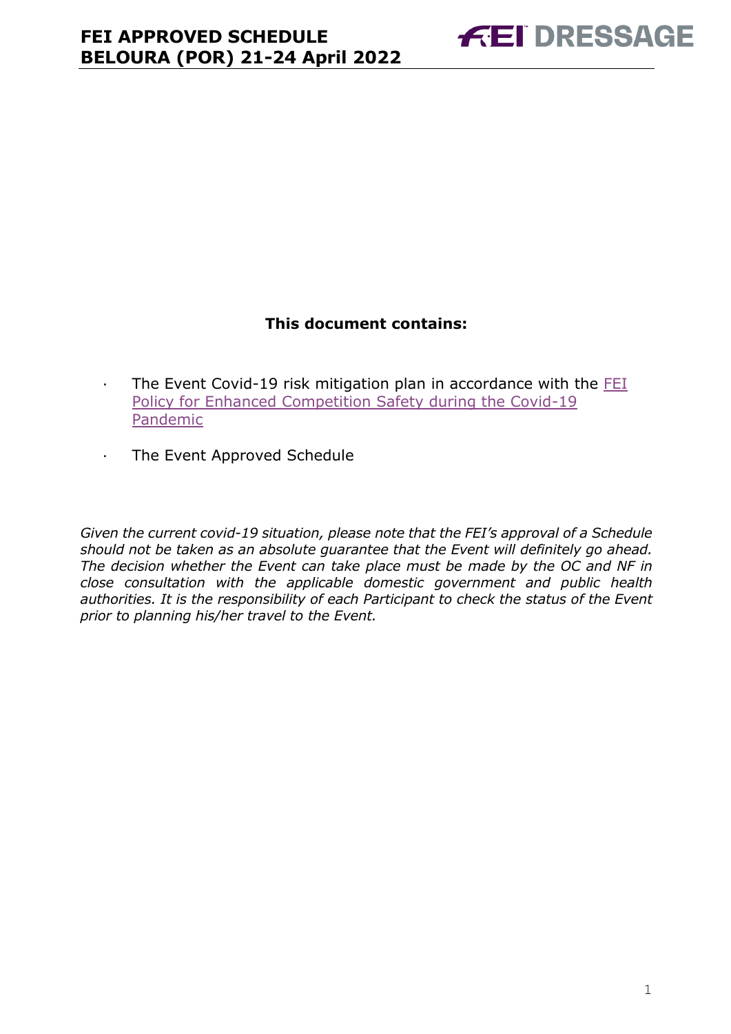**This document contains:**

- The Event Covid-19 risk mitigation plan in accordance with the FEI Policy for Enhanced Competition Safety during the Covid-19 Pandemic
- The Event Approved Schedule

*Given the current covid-19 situation, please note that the FEI's approval of a Schedule should not be taken as an absolute guarantee that the Event will definitely go ahead. The decision whether the Event can take place must be made by the OC and NF in close consultation with the applicable domestic government and public health authorities. It is the responsibility of each Participant to check the status of the Event prior to planning his/her travel to the Event.*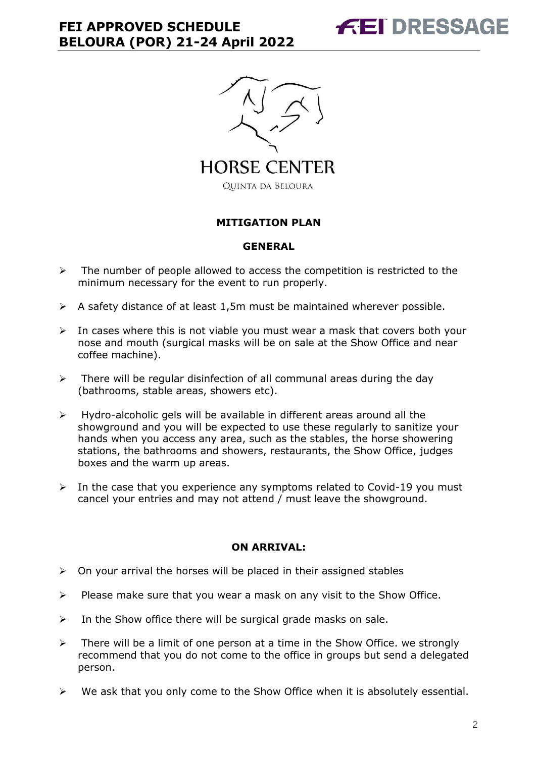HORSE CENTER

QUINTA DA BELOURA

## MITIGATION PLAN

### GENERAL

- The number of people allowed to access the competition is restricted to the minimum necessary for the event to run properly.
- A safety distance of at least 1,5m must be maintained wherever possible.
- In cases where this is not viable you must wear a mask that covers both your nose and mouth (surgical masks will be on sale at the Show Office and near coffee machine).
- There will be regular disinfection of all communal areas during the day (bathrooms, stable areas, showers etc).
- Hydro-alcoholic gels will be available in different areas around all the showground and you will be expected to use these regularly to sanitize your hands when you access any area, such as the stables, the horse showering stations, the bathrooms and showers, restaurants, the Show Office, judges boxes and the warm up areas.
- In the case that you experience any symptoms related to Covid-19 you must cancel your entries and may not attend / must leave the showground.

### ON ARRIVAL:

- On your arrival the horses will be placed in their assigned stables
- Please make sure that you wear a mask on any visit to the Show Office.
- In the Show office there will be surgical grade masks on sale.
- There will be a limit of one person at a time in the Show Office. we strongly recommend that you do not come to the office in groups but send a delegated person.
- We ask that you only come to the Show Office when it is absolutely essential.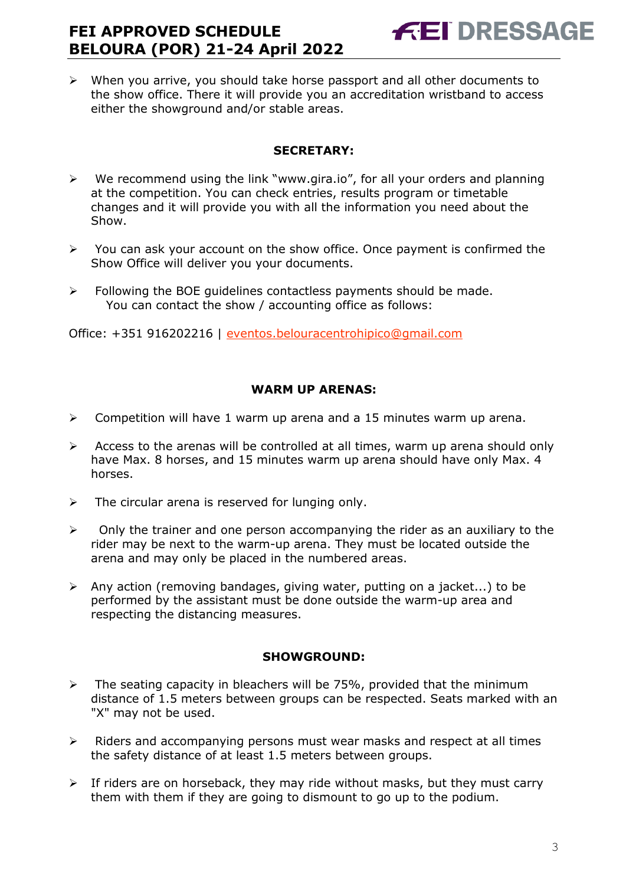- When you arrive, you should take horse passport and all other documents to the show office. There it will provide you an accreditation wristband to access either the showground and/or stable areas.

**SECRETARY:**

- We recommend using the link "www.gira.io", for all your orders and planning at the competition. You can check entries, results program or timetable changes and it will provide you with all the information you need about the Show.

- You can ask your account on the show office. Once payment is confirmed the Show Office will deliver you your documents.

- Following the BOE guidelines contactless payments should be made. You can contact the show / accounting office as follows:

Office: +351 916202216 | eventos.belouracentrohipico@gmail.com

**WARM UP ARENAS:**

- Competition will have 1 warm up arena and a 15 minutes warm up arena.

- Access to the arenas will be controlled at all times, warm up arena should only have Max. 8 horses, and 15 minutes warm up arena should have only Max. 4 horses.

- The circular arena is reserved for lunging only.

- Only the trainer and one person accompanying the rider as an auxiliary to the rider may be next to the warm-up arena. They must be located outside the arena and may only be placed in the numbered areas.

- Any action (removing bandages, giving water, putting on a jacket...) to be performed by the assistant must be done outside the warm-up area and respecting the distancing measures.

**SHOWGROUND:**

- The seating capacity in bleachers will be 75%, provided that the minimum distance of 1.5 meters between groups can be respected. Seats marked with an "X" may not be used.

- Riders and accompanying persons must wear masks and respect at all times the safety distance of at least 1.5 meters between groups.

- If riders are on horseback, they may ride without masks, but they must carry them with them if they are going to dismount to go up to the podium.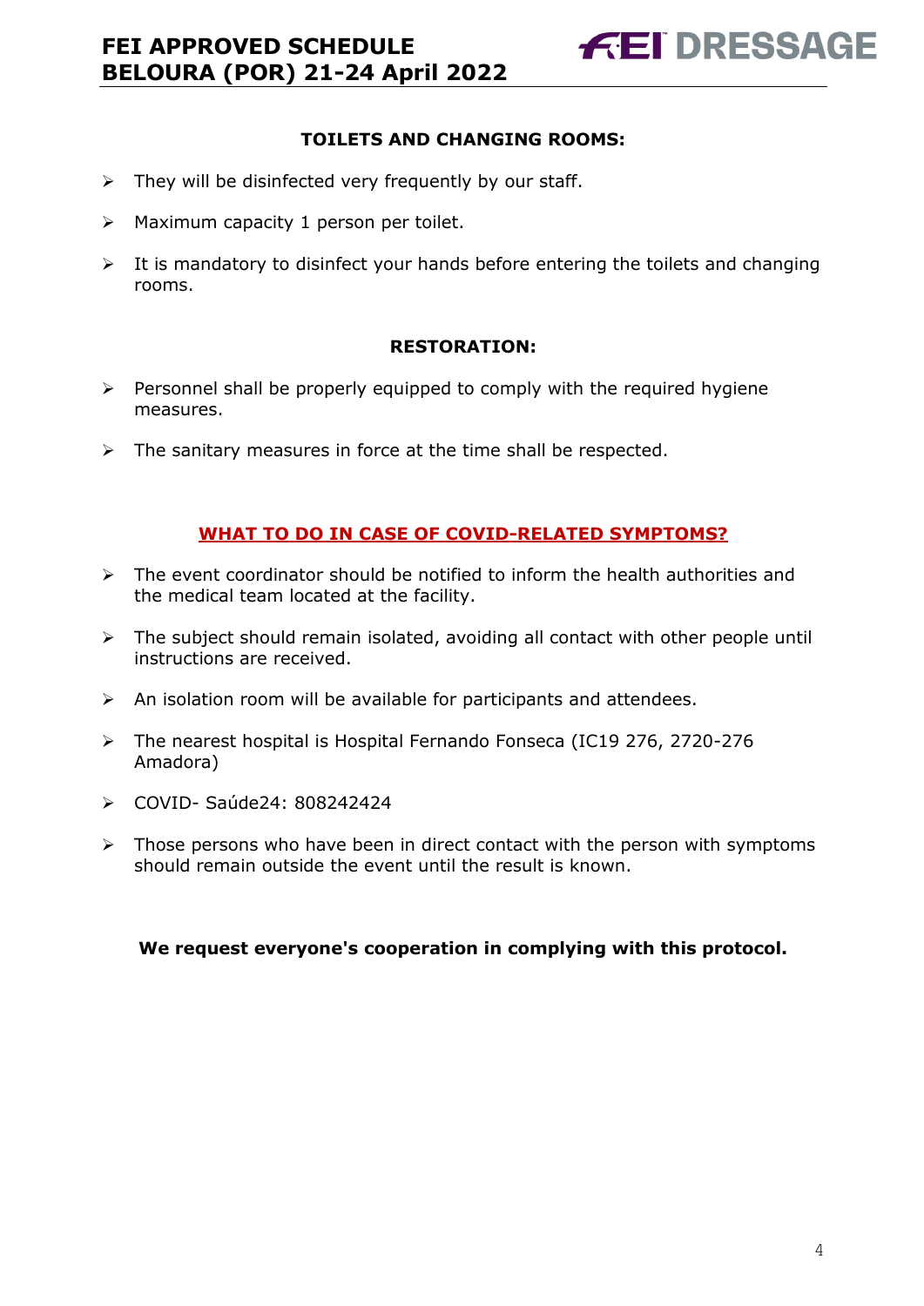## TOILETS AND CHANGING ROOMS:

- They will be disinfected very frequently by our staff.
- Maximum capacity 1 person per toilet.
- It is mandatory to disinfect your hands before entering the toilets and changing rooms.

## RESTORATION:

- Personnel shall be properly equipped to comply with the required hygiene measures.
- The sanitary measures in force at the time shall be respected.

## WHAT TO DO IN CASE OF COVID-RELATED SYMPTOMS?

- The event coordinator should be notified to inform the health authorities and the medical team located at the facility.
- The subject should remain isolated, avoiding all contact with other people until instructions are received.
- An isolation room will be available for participants and attendees.
- The nearest hospital is Hospital Fernando Fonseca (IC19 276, 2720-276 Amadora)
- COVID- Saúde24: 808242424
- Those persons who have been in direct contact with the person with symptoms should remain outside the event until the result is known.

**We request everyone's cooperation in complying with this protocol.**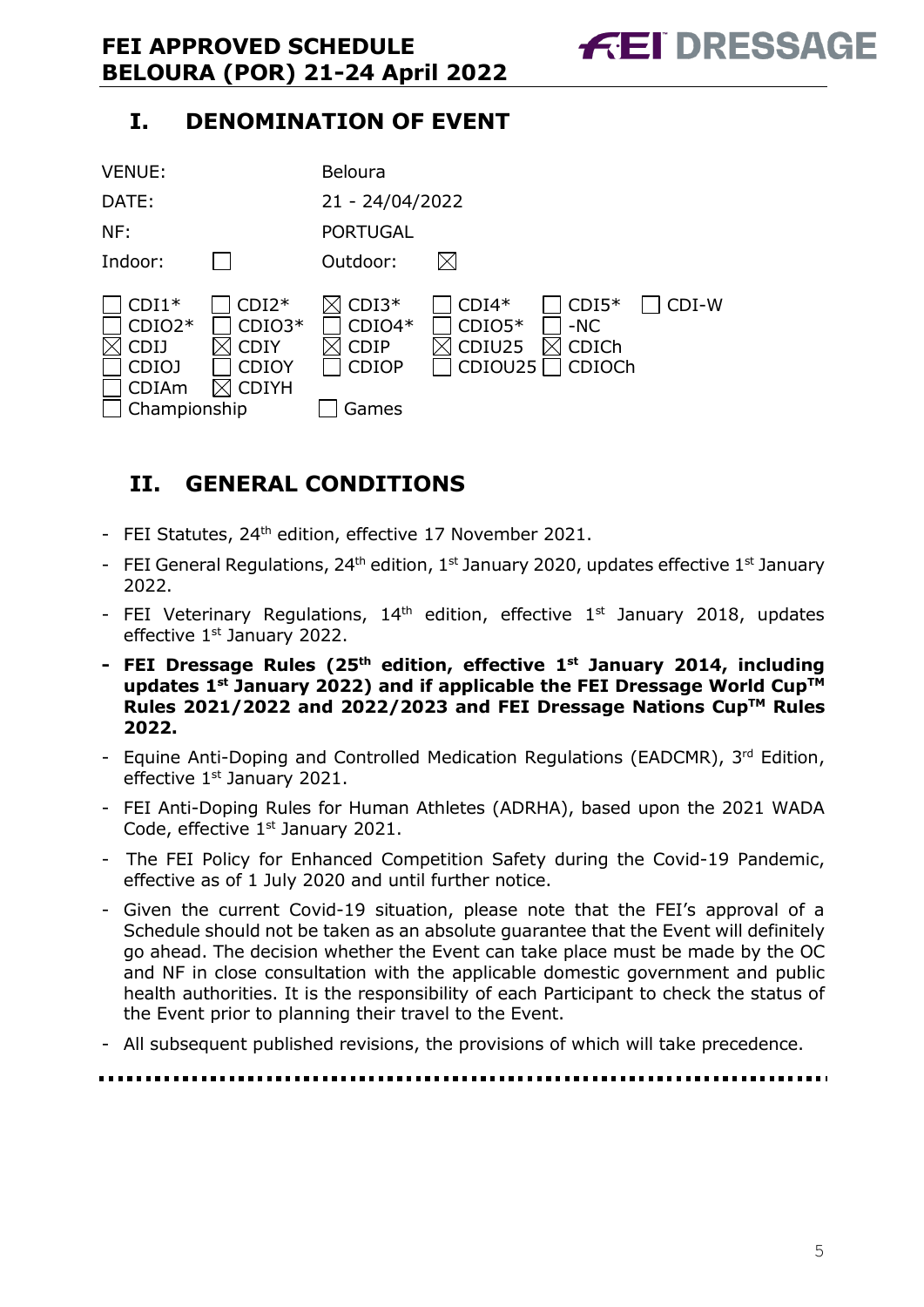# I. DENOMINATION OF EVENT

| | |
|---|---|
| VENUE: | Beloura |
| DATE: | 21 - 24/04/2022 |
| NF: | PORTUGAL |
| Indoor: ☐ | Outdoor: ☒ |

| | | | | | |
|---|---|---|---|---|---|
| ☐ CDI1* | ☐ CDI2* | ☒ CDI3* | ☐ CDI4* | ☐ CDI5* | ☐ CDI-W |
| ☐ CDIO2* | ☐ CDIO3* | ☐ CDIO4* | ☐ CDIO5* | ☐ -NC | |
| ☒ CDIJ | ☒ CDIY | ☒ CDIP | ☒ CDIU25 | ☒ CDICh | |
| ☐ CDIOJ | ☐ CDIOY | ☐ CDIOP | ☐ CDIOU25 | ☐ CDIOCh | |
| ☐ CDIAm | ☒ CDIYH | | | | |
| ☐ Championship | | ☐ Games | | | |

# II. GENERAL CONDITIONS

- FEI Statutes, 24th edition, effective 17 November 2021.
- FEI General Regulations, 24th edition, 1st January 2020, updates effective 1st January 2022.
- FEI Veterinary Regulations, 14th edition, effective 1st January 2018, updates effective 1st January 2022.
- **FEI Dressage Rules (25th edition, effective 1st January 2014, including updates 1st January 2022) and if applicable the FEI Dressage World Cup™ Rules 2021/2022 and 2022/2023 and FEI Dressage Nations Cup™ Rules 2022.**
- Equine Anti-Doping and Controlled Medication Regulations (EADCMR), 3rd Edition, effective 1st January 2021.
- FEI Anti-Doping Rules for Human Athletes (ADRHA), based upon the 2021 WADA Code, effective 1st January 2021.
- The FEI Policy for Enhanced Competition Safety during the Covid-19 Pandemic, effective as of 1 July 2020 and until further notice.
- Given the current Covid-19 situation, please note that the FEI's approval of a Schedule should not be taken as an absolute guarantee that the Event will definitely go ahead. The decision whether the Event can take place must be made by the OC and NF in close consultation with the applicable domestic government and public health authorities. It is the responsibility of each Participant to check the status of the Event prior to planning their travel to the Event.
- All subsequent published revisions, the provisions of which will take precedence.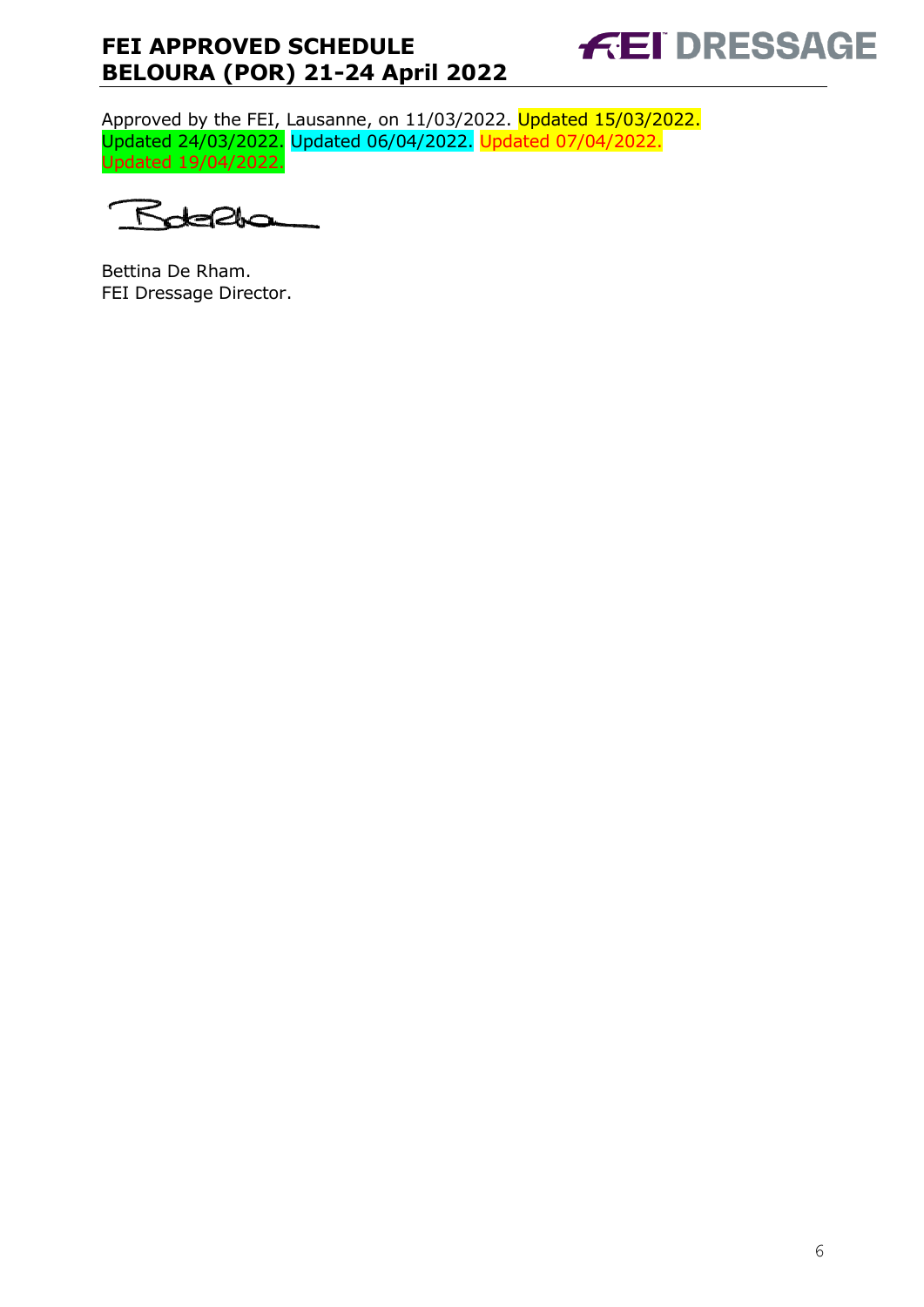Approved by the FEI, Lausanne, on 11/03/2022. Updated 15/03/2022. Updated 24/03/2022. Updated 06/04/2022. Updated 07/04/2022. Updated 19/04/2022.

Bettina De Rham.
FEI Dressage Director.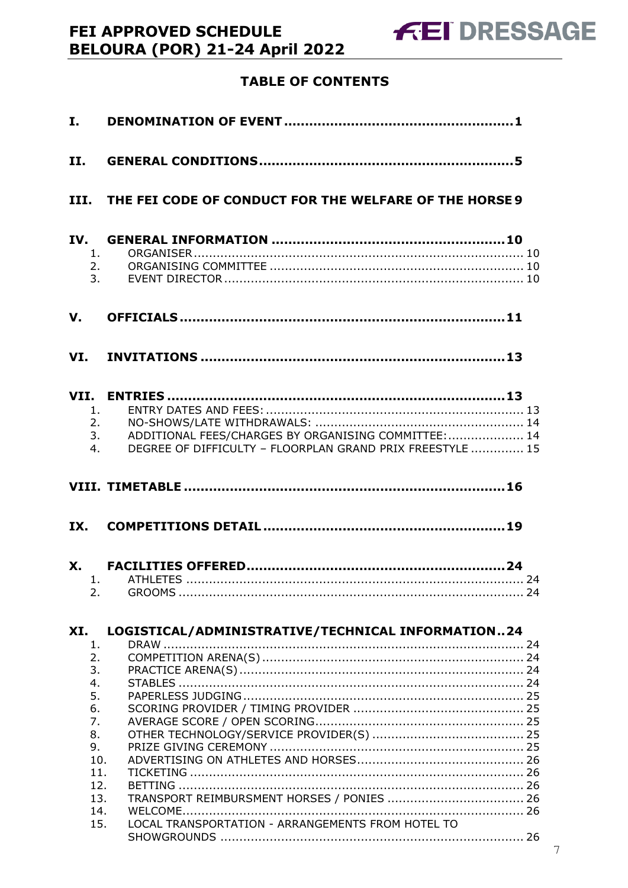# TABLE OF CONTENTS

**I. DENOMINATION OF EVENT** ........................................................ **1**

**II. GENERAL CONDITIONS** ............................................................. **5**

**III. THE FEI CODE OF CONDUCT FOR THE WELFARE OF THE HORSE** **9**

**IV. GENERAL INFORMATION** ....................................................... **10**

1. ORGANISER ........................................................................................ 10
2. ORGANISING COMMITTEE ................................................................... 10
3. EVENT DIRECTOR ................................................................................ 10

**V. OFFICIALS** ............................................................................. **11**

**VI. INVITATIONS** ....................................................................... **13**

**VII. ENTRIES** ................................................................................ **13**

1. ENTRY DATES AND FEES: ..................................................................... 13
2. NO-SHOWS/LATE WITHDRAWALS: ........................................................ 14
3. ADDITIONAL FEES/CHARGES BY ORGANISING COMMITTEE: .................... 14
4. DEGREE OF DIFFICULTY – FLOORPLAN GRAND PRIX FREESTYLE .............. 15

**VIII. TIMETABLE** ............................................................................ **16**

**IX. COMPETITIONS DETAIL** ......................................................... **19**

**X. FACILITIES OFFERED** ............................................................... **24**

1. ATHLETES ............................................................................................ 24
2. GROOMS .............................................................................................. 24

**XI. LOGISTICAL/ADMINISTRATIVE/TECHNICAL INFORMATION** .. **24**

1. DRAW ................................................................................................... 24
2. COMPETITION ARENA(S) ...................................................................... 24
3. PRACTICE ARENA(S) ............................................................................. 24
4. STABLES .............................................................................................. 24
5. PAPERLESS JUDGING ............................................................................ 25
6. SCORING PROVIDER / TIMING PROVIDER .............................................. 25
7. AVERAGE SCORE / OPEN SCORING ........................................................ 25
8. OTHER TECHNOLOGY/SERVICE PROVIDER(S) ......................................... 25
9. PRIZE GIVING CEREMONY ..................................................................... 25
10. ADVERTISING ON ATHLETES AND HORSES ............................................. 26
11. TICKETING ......................................................................................... 26
12. BETTING ............................................................................................ 26
13. TRANSPORT REIMBURSMENT HORSES / PONIES ..................................... 26
14. WELCOME ........................................................................................... 26
15. LOCAL TRANSPORTATION - ARRANGEMENTS FROM HOTEL TO SHOWGROUNDS ................................................................................. 26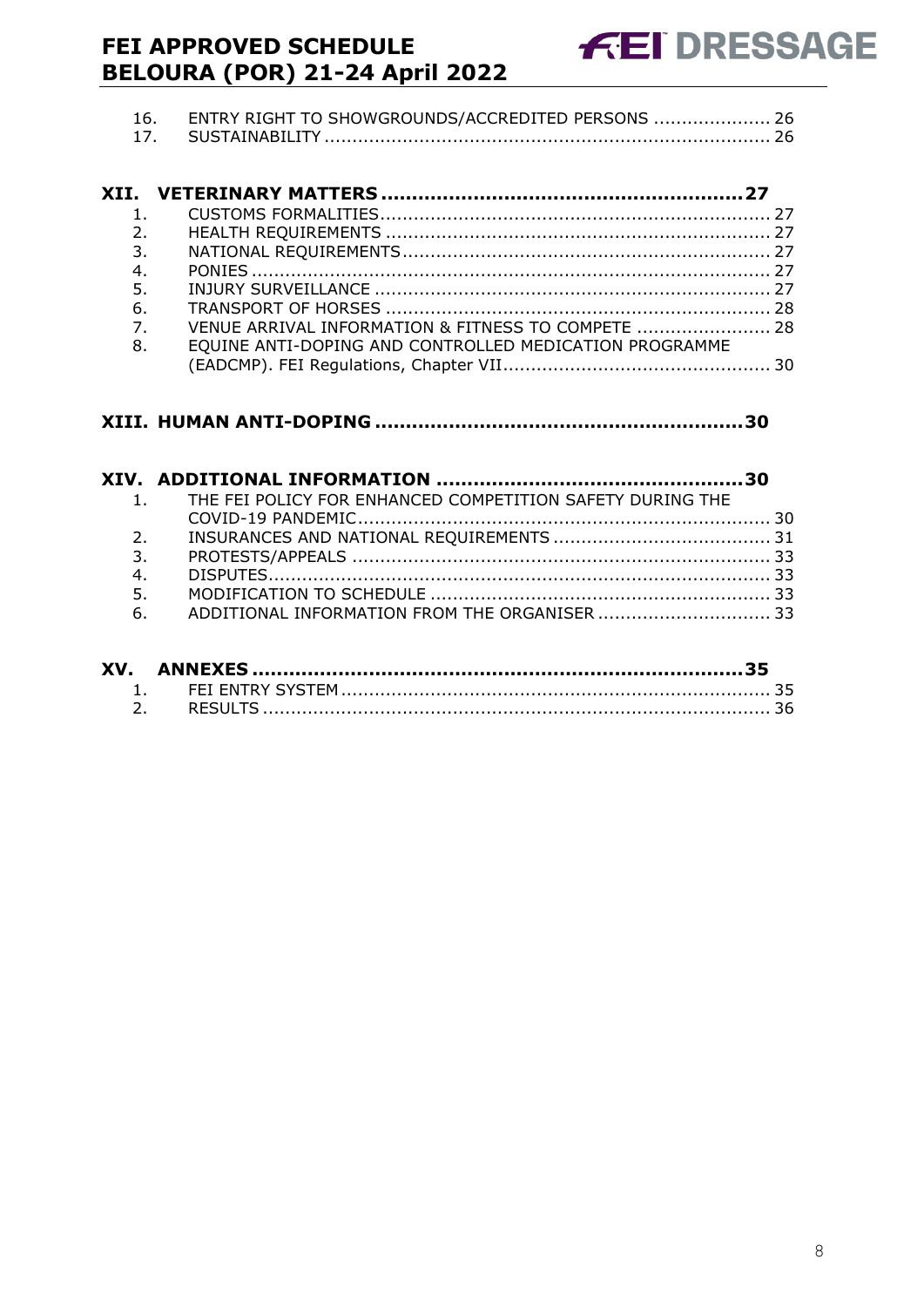16. ENTRY RIGHT TO SHOWGROUNDS/ACCREDITED PERSONS ..................... 26
17. SUSTAINABILITY ................................................................................ 26

**XII. VETERINARY MATTERS ..........................................................27**

1. CUSTOMS FORMALITIES...................................................................... 27
2. HEALTH REQUIREMENTS ..................................................................... 27
3. NATIONAL REQUIREMENTS.................................................................. 27
4. PONIES ............................................................................................. 27
5. INJURY SURVEILLANCE ....................................................................... 27
6. TRANSPORT OF HORSES ..................................................................... 28
7. VENUE ARRIVAL INFORMATION & FITNESS TO COMPETE ........................ 28
8. EQUINE ANTI-DOPING AND CONTROLLED MEDICATION PROGRAMME (EADCMP). FEI Regulations, Chapter VII................................................ 30

**XIII. HUMAN ANTI-DOPING ..........................................................30**

**XIV. ADDITIONAL INFORMATION .................................................30**

1. THE FEI POLICY FOR ENHANCED COMPETITION SAFETY DURING THE COVID-19 PANDEMIC.......................................................................... 30
2. INSURANCES AND NATIONAL REQUIREMENTS ....................................... 31
3. PROTESTS/APPEALS ........................................................................... 33
4. DISPUTES.......................................................................................... 33
5. MODIFICATION TO SCHEDULE ............................................................. 33
6. ADDITIONAL INFORMATION FROM THE ORGANISER ............................... 33

**XV. ANNEXES ..............................................................................35**

1. FEI ENTRY SYSTEM ............................................................................. 35
2. RESULTS ........................................................................................... 36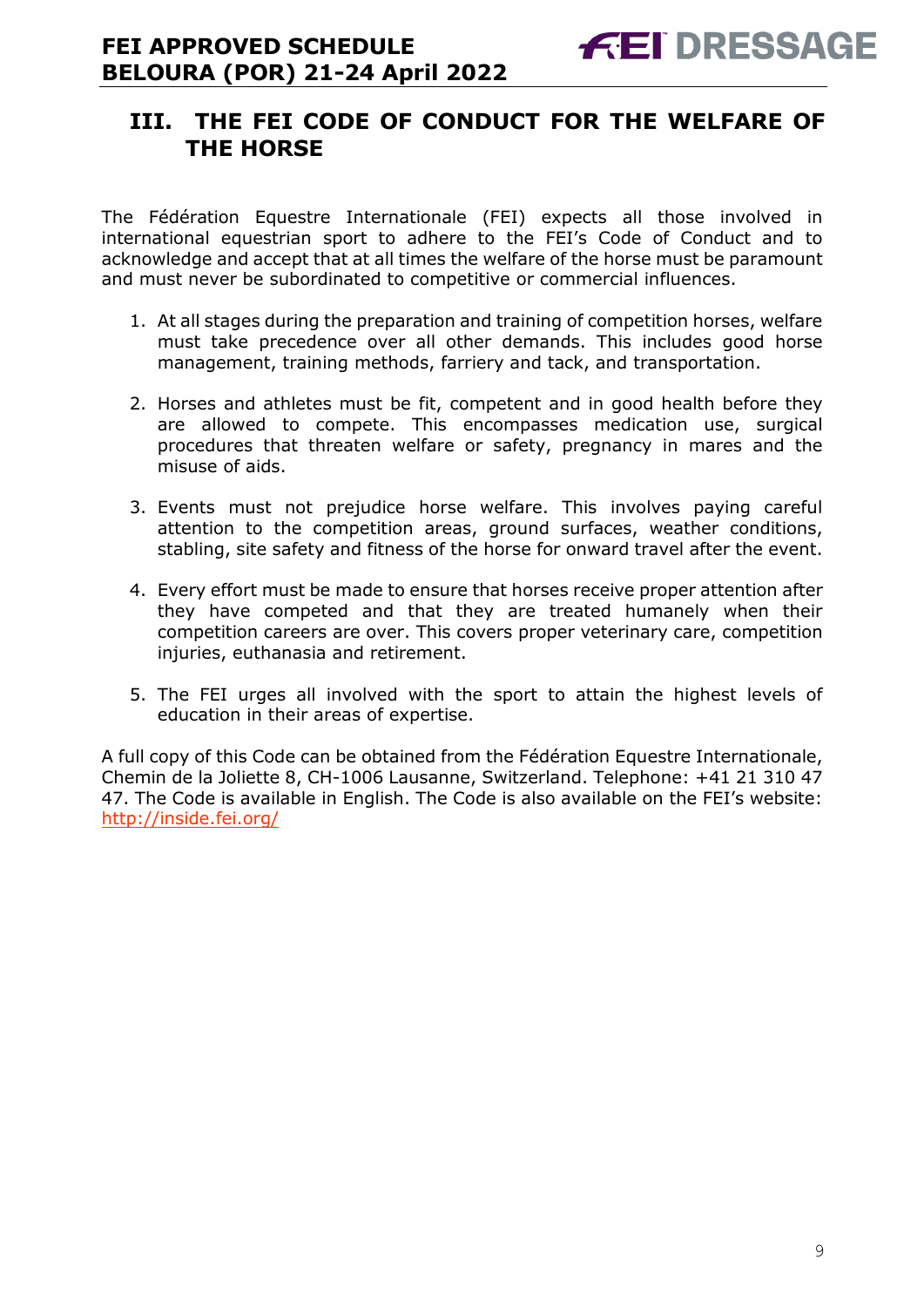## III. THE FEI CODE OF CONDUCT FOR THE WELFARE OF THE HORSE

The Fédération Equestre Internationale (FEI) expects all those involved in international equestrian sport to adhere to the FEI's Code of Conduct and to acknowledge and accept that at all times the welfare of the horse must be paramount and must never be subordinated to competitive or commercial influences.

1. At all stages during the preparation and training of competition horses, welfare must take precedence over all other demands. This includes good horse management, training methods, farriery and tack, and transportation.

2. Horses and athletes must be fit, competent and in good health before they are allowed to compete. This encompasses medication use, surgical procedures that threaten welfare or safety, pregnancy in mares and the misuse of aids.

3. Events must not prejudice horse welfare. This involves paying careful attention to the competition areas, ground surfaces, weather conditions, stabling, site safety and fitness of the horse for onward travel after the event.

4. Every effort must be made to ensure that horses receive proper attention after they have competed and that they are treated humanely when their competition careers are over. This covers proper veterinary care, competition injuries, euthanasia and retirement.

5. The FEI urges all involved with the sport to attain the highest levels of education in their areas of expertise.

A full copy of this Code can be obtained from the Fédération Equestre Internationale, Chemin de la Joliette 8, CH-1006 Lausanne, Switzerland. Telephone: +41 21 310 47 47. The Code is available in English. The Code is also available on the FEI's website: http://inside.fei.org/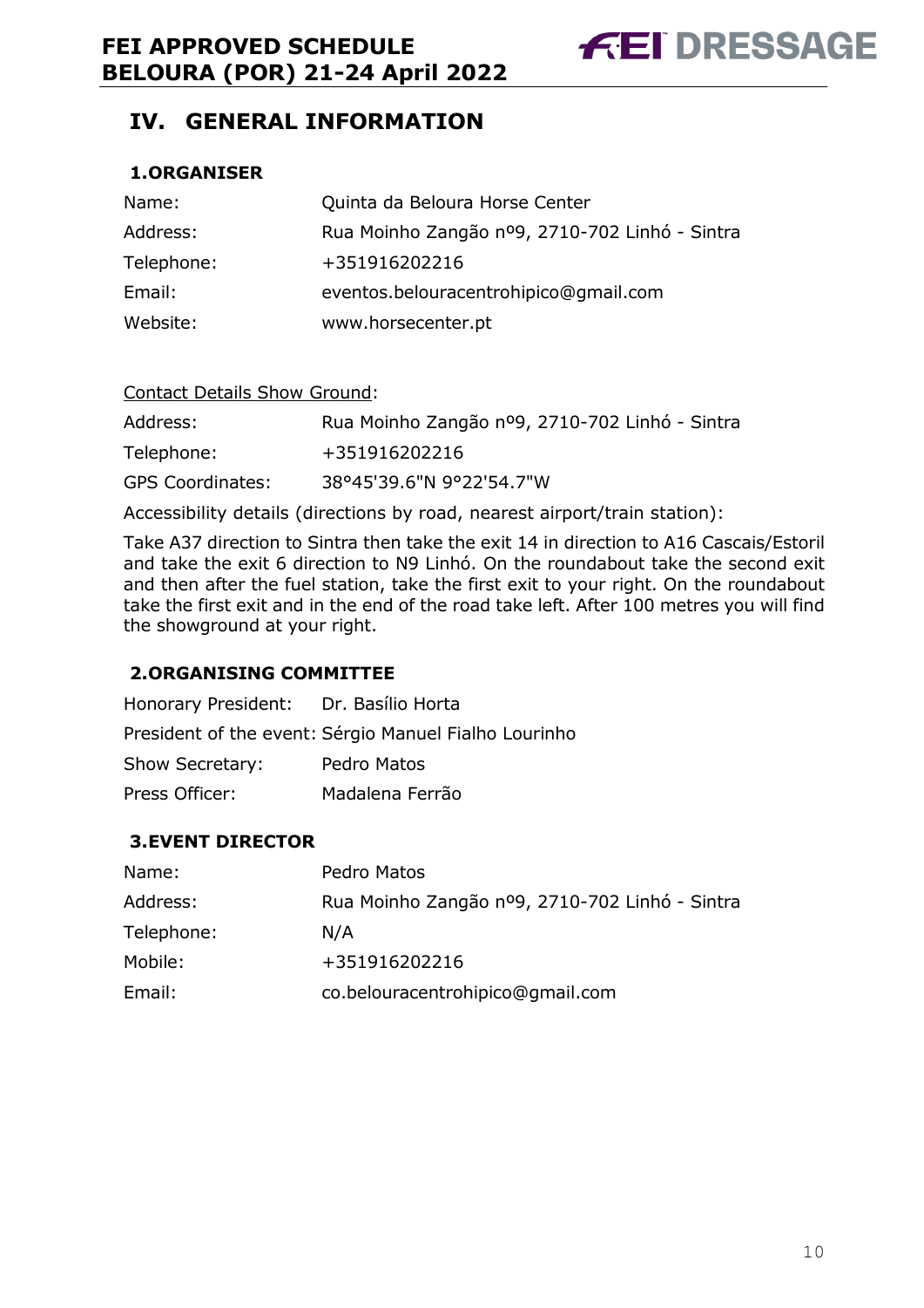# IV. GENERAL INFORMATION

## 1. ORGANISER

| | |
|---|---|
| Name: | Quinta da Beloura Horse Center |
| Address: | Rua Moinho Zangão nº9, 2710-702 Linhó - Sintra |
| Telephone: | +351916202216 |
| Email: | eventos.belouracentrohipico@gmail.com |
| Website: | www.horsecenter.pt |

Contact Details Show Ground:

| | |
|---|---|
| Address: | Rua Moinho Zangão nº9, 2710-702 Linhó - Sintra |
| Telephone: | +351916202216 |
| GPS Coordinates: | 38°45'39.6"N 9°22'54.7"W |

Accessibility details (directions by road, nearest airport/train station):

Take A37 direction to Sintra then take the exit 14 in direction to A16 Cascais/Estoril and take the exit 6 direction to N9 Linhó. On the roundabout take the second exit and then after the fuel station, take the first exit to your right. On the roundabout take the first exit and in the end of the road take left. After 100 metres you will find the showground at your right.

## 2. ORGANISING COMMITTEE

| | |
|---|---|
| Honorary President: | Dr. Basílio Horta |
| President of the event: | Sérgio Manuel Fialho Lourinho |
| Show Secretary: | Pedro Matos |
| Press Officer: | Madalena Ferrão |

## 3. EVENT DIRECTOR

| | |
|---|---|
| Name: | Pedro Matos |
| Address: | Rua Moinho Zangão nº9, 2710-702 Linhó - Sintra |
| Telephone: | N/A |
| Mobile: | +351916202216 |
| Email: | co.belouracentrohipico@gmail.com |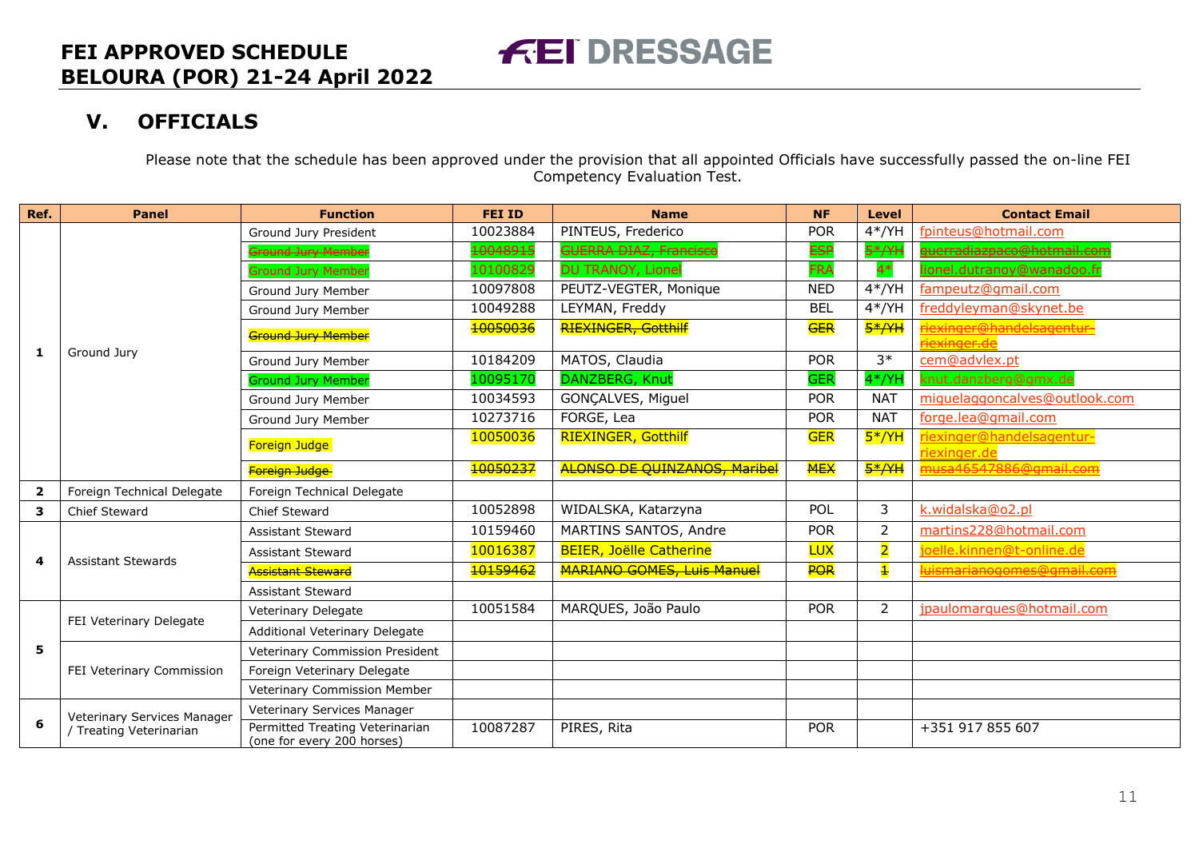# FEI APPROVED SCHEDULE
# BELOURA (POR) 21-24 April 2022

**FEI DRESSAGE**

## V. OFFICIALS

Please note that the schedule has been approved under the provision that all appointed Officials have successfully passed the on-line FEI Competency Evaluation Test.

| Ref. | Panel | Function | FEI ID | Name | NF | Level | Contact Email |
|---|---|---|---|---|---|---|---|
| 1 | Ground Jury | Ground Jury President | 10023884 | PINTEUS, Frederico | POR | 4*/YH | fpinteus@hotmail.com |
| | | ~~Ground Jury Member~~ | ~~10048915~~ | ~~GUERRA DIAZ, Francisco~~ | ~~ESP~~ | ~~5*/YH~~ | ~~guerradiazpaco@hotmail.com~~ |
| | | Ground Jury Member | 10100829 | DU TRANOY, Lionel | FRA | 4* | lionel.dutranoy@wanadoo.fr |
| | | Ground Jury Member | 10097808 | PEUTZ-VEGTER, Monique | NED | 4*/YH | fampeutz@gmail.com |
| | | Ground Jury Member | 10049288 | LEYMAN, Freddy | BEL | 4*/YH | freddyleyman@skynet.be |
| | | ~~Ground Jury Member~~ | ~~10050036~~ | ~~RIEXINGER, Gotthilf~~ | ~~GER~~ | ~~5*/YH~~ | ~~riexinger@handelsagentur-riexinger.de~~ |
| | | Ground Jury Member | 10184209 | MATOS, Claudia | POR | 3* | cem@advlex.pt |
| | | Ground Jury Member | 10095170 | DANZBERG, Knut | GER | 4*/YH | knut.danzberg@gmx.de |
| | | Ground Jury Member | 10034593 | GONÇALVES, Miguel | POR | NAT | miguelaggoncalves@outlook.com |
| | | Ground Jury Member | 10273716 | FORGE, Lea | POR | NAT | forge.lea@gmail.com |
| | | Foreign Judge | 10050036 | RIEXINGER, Gotthilf | GER | 5*/YH | riexinger@handelsagentur-riexinger.de |
| | | ~~Foreign Judge~~ | ~~10050237~~ | ~~ALONSO DE QUINZANOS, Maribel~~ | ~~MEX~~ | ~~5*/YH~~ | ~~musa46547886@gmail.com~~ |
| 2 | Foreign Technical Delegate | Foreign Technical Delegate | | | | | |
| 3 | Chief Steward | Chief Steward | 10052898 | WIDALSKA, Katarzyna | POL | 3 | k.widalska@o2.pl |
| 4 | Assistant Stewards | Assistant Steward | 10159460 | MARTINS SANTOS, Andre | POR | 2 | martins228@hotmail.com |
| | | Assistant Steward | 10016387 | BEIER, Joëlle Catherine | LUX | 2 | joelle.kinnen@t-online.de |
| | | ~~Assistant Steward~~ | ~~10159462~~ | ~~MARIANO GOMES, Luis Manuel~~ | ~~POR~~ | ~~1~~ | ~~luismarianogomes@gmail.com~~ |
| | | Assistant Steward | | | | | |
| 5 | FEI Veterinary Delegate | Veterinary Delegate | 10051584 | MARQUES, João Paulo | POR | 2 | jpaulomarques@hotmail.com |
| | | Additional Veterinary Delegate | | | | | |
| | FEI Veterinary Commission | Veterinary Commission President | | | | | |
| | | Foreign Veterinary Delegate | | | | | |
| | | Veterinary Commission Member | | | | | |
| 6 | Veterinary Services Manager / Treating Veterinarian | Veterinary Services Manager | | | | | |
| | | Permitted Treating Veterinarian (one for every 200 horses) | 10087287 | PIRES, Rita | POR | | +351 917 855 607 |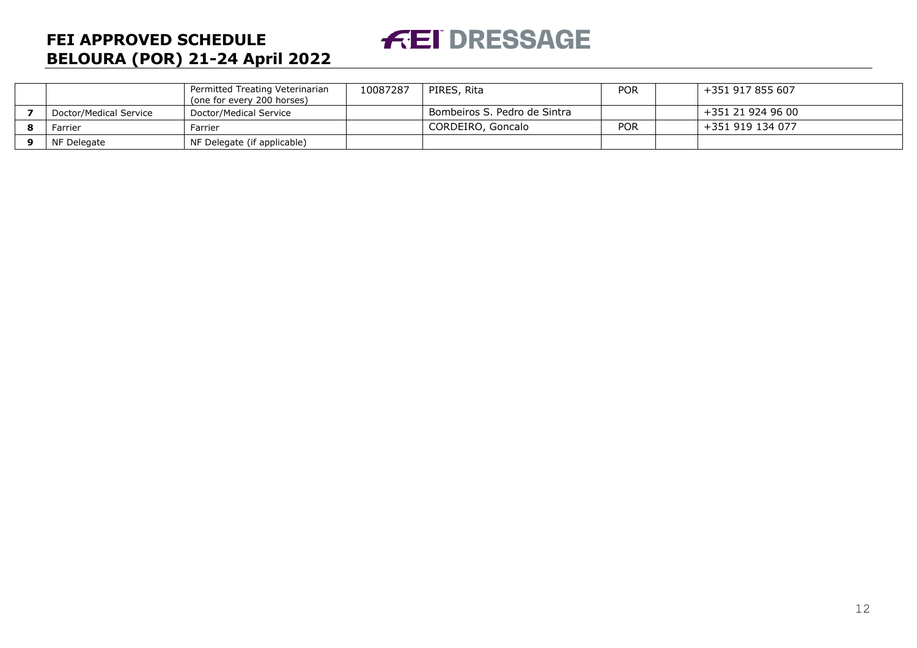| | | | | | | | |
|---|---|---|---|---|---|---|---|
| | | Permitted Treating Veterinarian (one for every 200 horses) | 10087287 | PIRES, Rita | POR | | +351 917 855 607 |
| **7** | Doctor/Medical Service | Doctor/Medical Service | | Bombeiros S. Pedro de Sintra | | | +351 21 924 96 00 |
| **8** | Farrier | Farrier | | CORDEIRO, Goncalo | POR | | +351 919 134 077 |
| **9** | NF Delegate | NF Delegate (if applicable) | | | | | |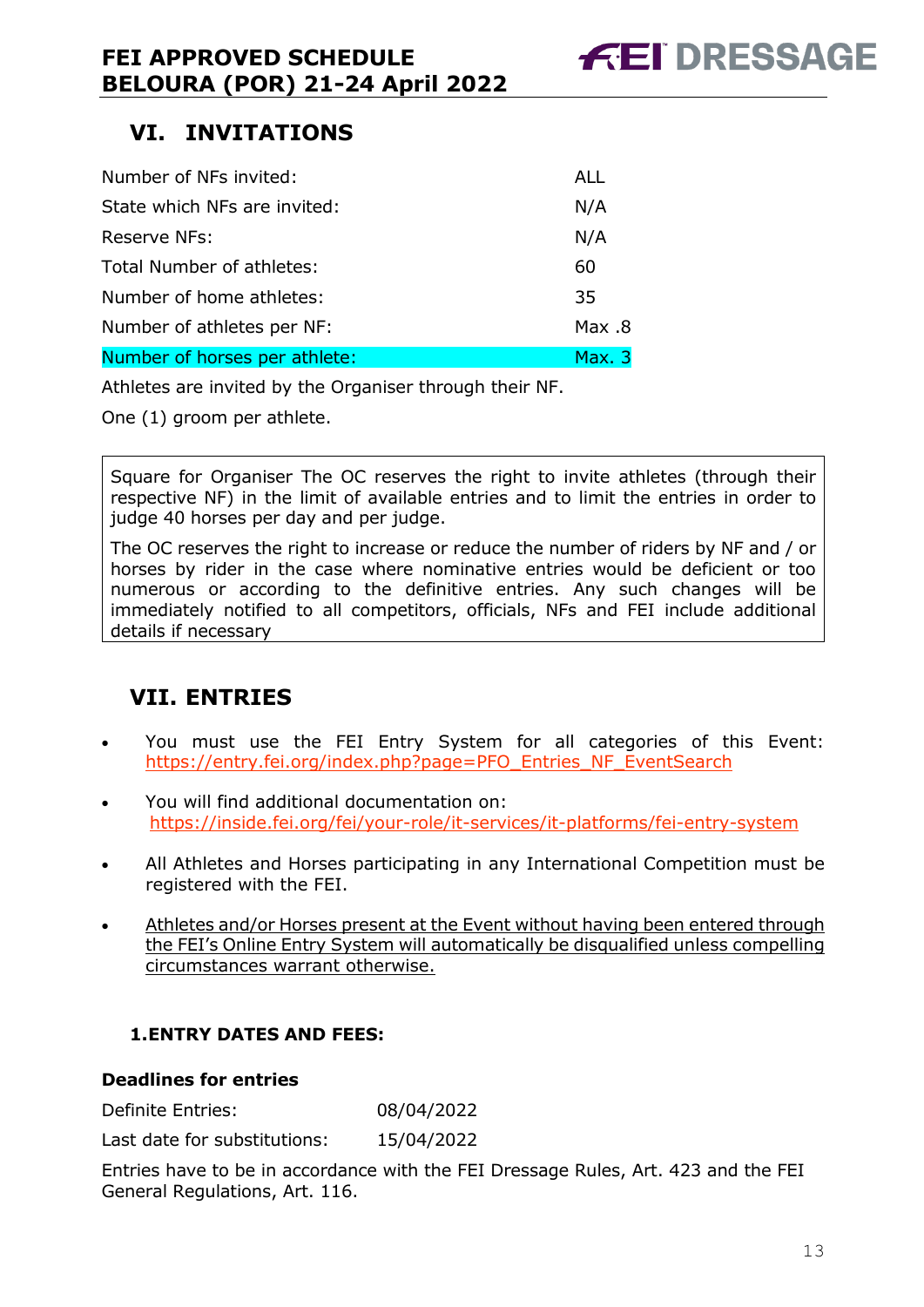## VI. INVITATIONS

| | |
|---|---|
| Number of NFs invited: | ALL |
| State which NFs are invited: | N/A |
| Reserve NFs: | N/A |
| Total Number of athletes: | 60 |
| Number of home athletes: | 35 |
| Number of athletes per NF: | Max .8 |
| Number of horses per athlete: | Max. 3 |

Athletes are invited by the Organiser through their NF.

One (1) groom per athlete.

> Square for Organiser The OC reserves the right to invite athletes (through their respective NF) in the limit of available entries and to limit the entries in order to judge 40 horses per day and per judge.
>
> The OC reserves the right to increase or reduce the number of riders by NF and / or horses by rider in the case where nominative entries would be deficient or too numerous or according to the definitive entries. Any such changes will be immediately notified to all competitors, officials, NFs and FEI include additional details if necessary

## VII. ENTRIES

- You must use the FEI Entry System for all categories of this Event: https://entry.fei.org/index.php?page=PFO_Entries_NF_EventSearch
- You will find additional documentation on: https://inside.fei.org/fei/your-role/it-services/it-platforms/fei-entry-system
- All Athletes and Horses participating in any International Competition must be registered with the FEI.
- <u>Athletes and/or Horses present at the Event without having been entered through the FEI's Online Entry System will automatically be disqualified unless compelling circumstances warrant otherwise.</u>

### 1. ENTRY DATES AND FEES:

**Deadlines for entries**

| | |
|---|---|
| Definite Entries: | 08/04/2022 |
| Last date for substitutions: | 15/04/2022 |

Entries have to be in accordance with the FEI Dressage Rules, Art. 423 and the FEI General Regulations, Art. 116.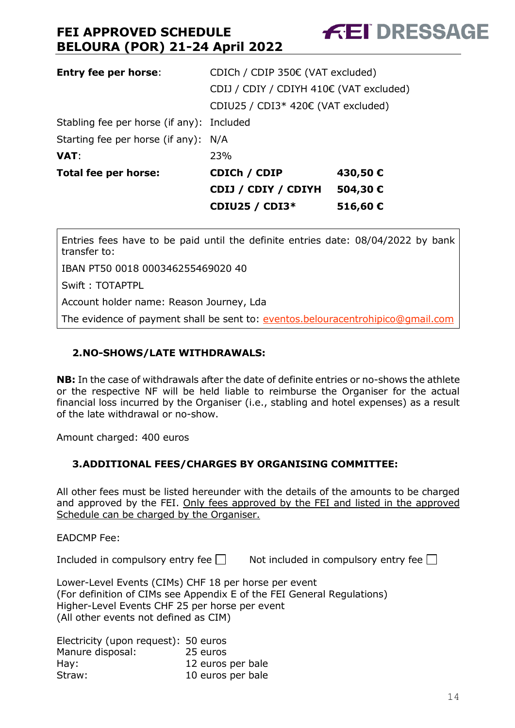| | | |
|---|---|---|
| **Entry fee per horse**: | CDICh / CDIP 350€ (VAT excluded) | |
| | CDIJ / CDIY / CDIYH 410€ (VAT excluded) | |
| | CDIU25 / CDI3* 420€ (VAT excluded) | |
| Stabling fee per horse (if any): | Included | |
| Starting fee per horse (if any): | N/A | |
| **VAT**: | 23% | |
| **Total fee per horse:** | **CDICh / CDIP** | **430,50 €** |
| | **CDIJ / CDIY / CDIYH** | **504,30 €** |
| | **CDIU25 / CDI3*** | **516,60 €** |

Entries fees have to be paid until the definite entries date: 08/04/2022 by bank transfer to:

IBAN PT50 0018 000346255469020 40

Swift : TOTAPTPL

Account holder name: Reason Journey, Lda

The evidence of payment shall be sent to: eventos.belouracentrohipico@gmail.com

## 2.NO-SHOWS/LATE WITHDRAWALS:

**NB:** In the case of withdrawals after the date of definite entries or no-shows the athlete or the respective NF will be held liable to reimburse the Organiser for the actual financial loss incurred by the Organiser (i.e., stabling and hotel expenses) as a result of the late withdrawal or no-show.

Amount charged: 400 euros

## 3.ADDITIONAL FEES/CHARGES BY ORGANISING COMMITTEE:

All other fees must be listed hereunder with the details of the amounts to be charged and approved by the FEI. Only fees approved by the FEI and listed in the approved Schedule can be charged by the Organiser.

EADCMP Fee:

Included in compulsory entry fee ☐ Not included in compulsory entry fee ☐

Lower-Level Events (CIMs) CHF 18 per horse per event
(For definition of CIMs see Appendix E of the FEI General Regulations)
Higher-Level Events CHF 25 per horse per event
(All other events not defined as CIM)

| | |
|---|---|
| Electricity (upon request): | 50 euros |
| Manure disposal: | 25 euros |
| Hay: | 12 euros per bale |
| Straw: | 10 euros per bale |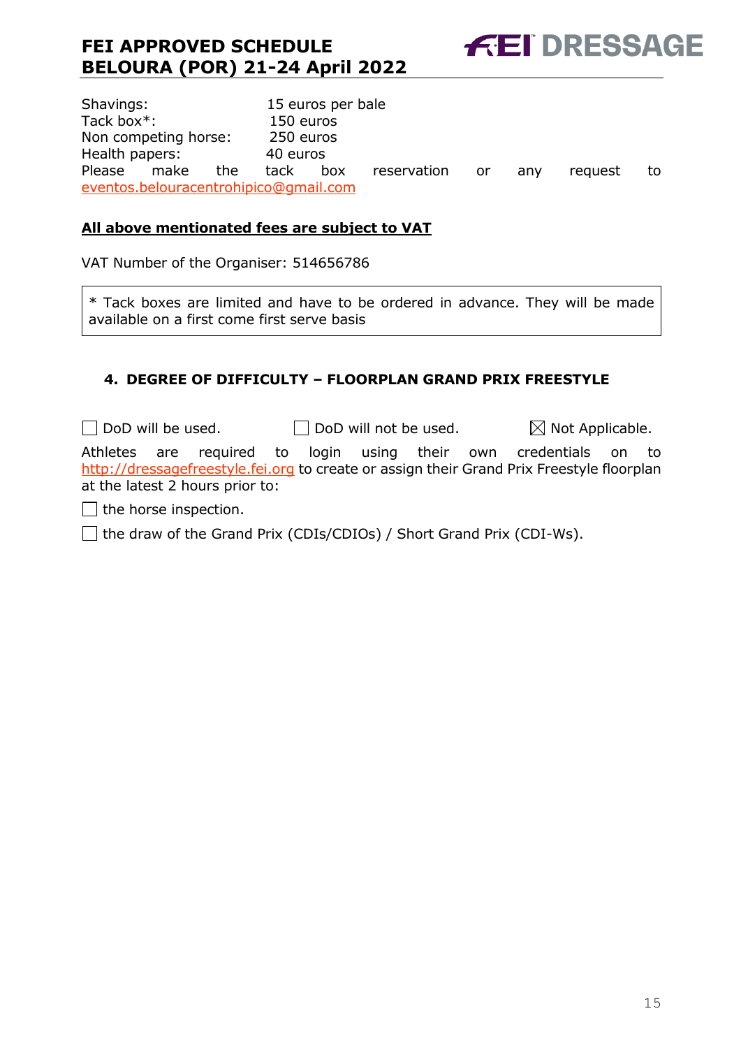Shavings: 15 euros per bale
Tack box*: 150 euros
Non competing horse: 250 euros
Health papers: 40 euros
Please make the tack box reservation or any request to eventos.belouracentrohipico@gmail.com

**All above mentionated fees are subject to VAT**

VAT Number of the Organiser: 514656786

* Tack boxes are limited and have to be ordered in advance. They will be made available on a first come first serve basis

### 4. DEGREE OF DIFFICULTY – FLOORPLAN GRAND PRIX FREESTYLE

☐ DoD will be used. ☐ DoD will not be used. ☒ Not Applicable.

Athletes are required to login using their own credentials on to http://dressagefreestyle.fei.org to create or assign their Grand Prix Freestyle floorplan at the latest 2 hours prior to:

☐ the horse inspection.

☐ the draw of the Grand Prix (CDIs/CDIOs) / Short Grand Prix (CDI-Ws).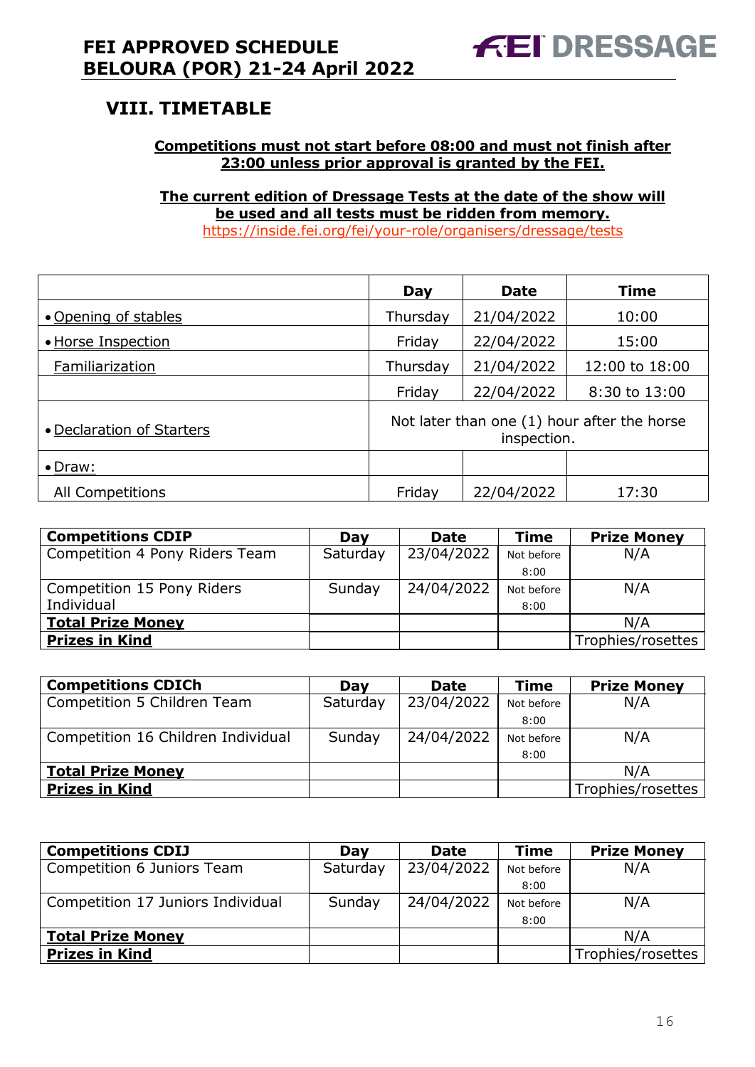## VIII. TIMETABLE

**Competitions must not start before 08:00 and must not finish after 23:00 unless prior approval is granted by the FEI.**

**The current edition of Dressage Tests at the date of the show will be used and all tests must be ridden from memory.**
https://inside.fei.org/fei/your-role/organisers/dressage/tests

| | Day | Date | Time |
|---|---|---|---|
| • Opening of stables | Thursday | 21/04/2022 | 10:00 |
| • Horse Inspection | Friday | 22/04/2022 | 15:00 |
| Familiarization | Thursday | 21/04/2022 | 12:00 to 18:00 |
| | Friday | 22/04/2022 | 8:30 to 13:00 |
| • Declaration of Starters | Not later than one (1) hour after the horse inspection. | | |
| • Draw: | | | |
| All Competitions | Friday | 22/04/2022 | 17:30 |

| Competitions CDIP | Day | Date | Time | Prize Money |
|---|---|---|---|---|
| Competition 4 Pony Riders Team | Saturday | 23/04/2022 | Not before 8:00 | N/A |
| Competition 15 Pony Riders Individual | Sunday | 24/04/2022 | Not before 8:00 | N/A |
| **Total Prize Money** | | | | N/A |
| **Prizes in Kind** | | | | Trophies/rosettes |

| Competitions CDICh | Day | Date | Time | Prize Money |
|---|---|---|---|---|
| Competition 5 Children Team | Saturday | 23/04/2022 | Not before 8:00 | N/A |
| Competition 16 Children Individual | Sunday | 24/04/2022 | Not before 8:00 | N/A |
| **Total Prize Money** | | | | N/A |
| **Prizes in Kind** | | | | Trophies/rosettes |

| Competitions CDIJ | Day | Date | Time | Prize Money |
|---|---|---|---|---|
| Competition 6 Juniors Team | Saturday | 23/04/2022 | Not before 8:00 | N/A |
| Competition 17 Juniors Individual | Sunday | 24/04/2022 | Not before 8:00 | N/A |
| **Total Prize Money** | | | | N/A |
| **Prizes in Kind** | | | | Trophies/rosettes |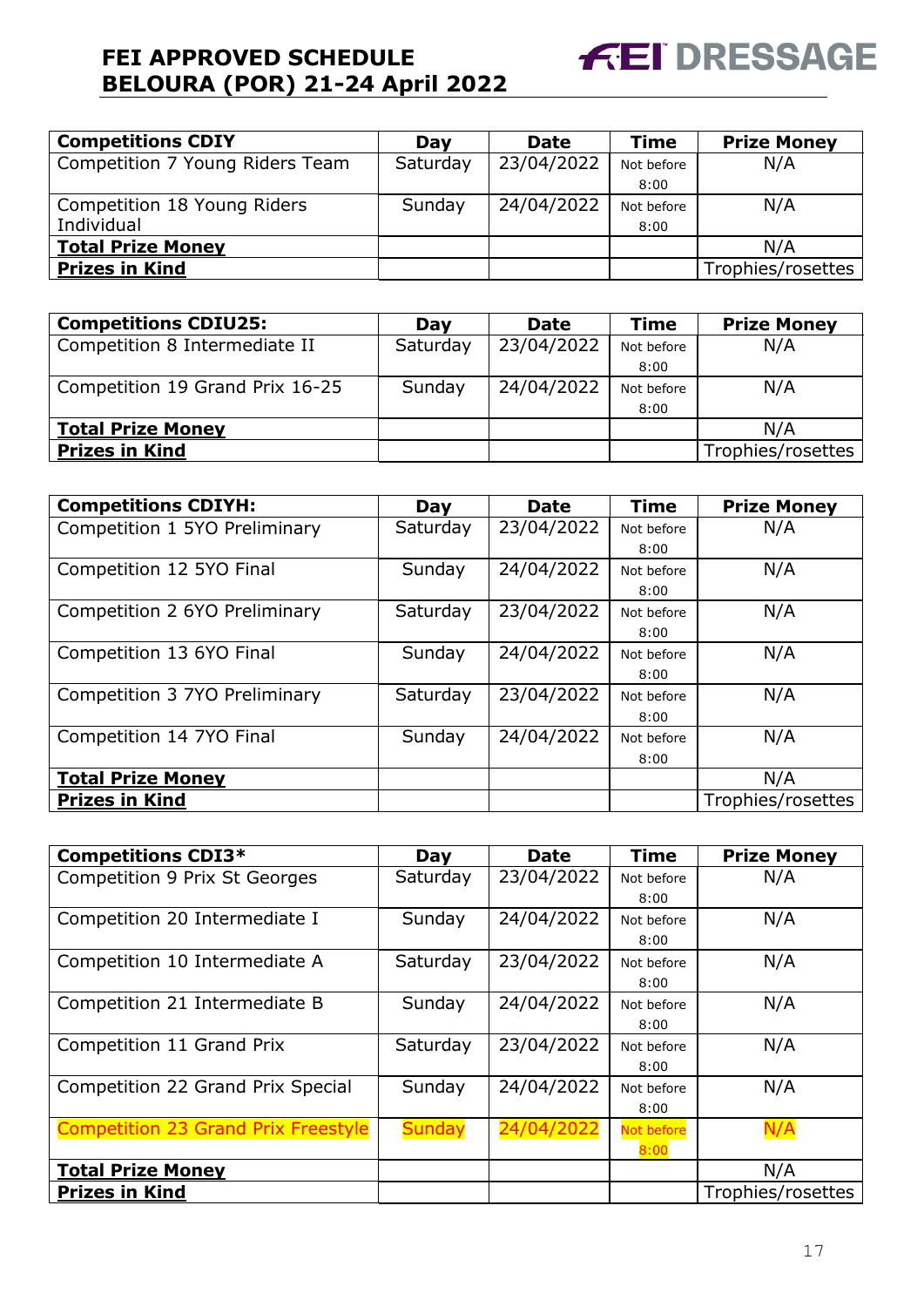| **Competitions CDIY** | **Day** | **Date** | **Time** | **Prize Money** |
|---|---|---|---|---|
| Competition 7 Young Riders Team | Saturday | 23/04/2022 | Not before 8:00 | N/A |
| Competition 18 Young Riders Individual | Sunday | 24/04/2022 | Not before 8:00 | N/A |
| **Total Prize Money** | | | | N/A |
| **Prizes in Kind** | | | | Trophies/rosettes |

| **Competitions CDIU25:** | **Day** | **Date** | **Time** | **Prize Money** |
|---|---|---|---|---|
| Competition 8 Intermediate II | Saturday | 23/04/2022 | Not before 8:00 | N/A |
| Competition 19 Grand Prix 16-25 | Sunday | 24/04/2022 | Not before 8:00 | N/A |
| **Total Prize Money** | | | | N/A |
| **Prizes in Kind** | | | | Trophies/rosettes |

| **Competitions CDIYH:** | **Day** | **Date** | **Time** | **Prize Money** |
|---|---|---|---|---|
| Competition 1 5YO Preliminary | Saturday | 23/04/2022 | Not before 8:00 | N/A |
| Competition 12 5YO Final | Sunday | 24/04/2022 | Not before 8:00 | N/A |
| Competition 2 6YO Preliminary | Saturday | 23/04/2022 | Not before 8:00 | N/A |
| Competition 13 6YO Final | Sunday | 24/04/2022 | Not before 8:00 | N/A |
| Competition 3 7YO Preliminary | Saturday | 23/04/2022 | Not before 8:00 | N/A |
| Competition 14 7YO Final | Sunday | 24/04/2022 | Not before 8:00 | N/A |
| **Total Prize Money** | | | | N/A |
| **Prizes in Kind** | | | | Trophies/rosettes |

| **Competitions CDI3*** | **Day** | **Date** | **Time** | **Prize Money** |
|---|---|---|---|---|
| Competition 9 Prix St Georges | Saturday | 23/04/2022 | Not before 8:00 | N/A |
| Competition 20 Intermediate I | Sunday | 24/04/2022 | Not before 8:00 | N/A |
| Competition 10 Intermediate A | Saturday | 23/04/2022 | Not before 8:00 | N/A |
| Competition 21 Intermediate B | Sunday | 24/04/2022 | Not before 8:00 | N/A |
| Competition 11 Grand Prix | Saturday | 23/04/2022 | Not before 8:00 | N/A |
| Competition 22 Grand Prix Special | Sunday | 24/04/2022 | Not before 8:00 | N/A |
| Competition 23 Grand Prix Freestyle | Sunday | 24/04/2022 | Not before 8:00 | N/A |
| **Total Prize Money** | | | | N/A |
| **Prizes in Kind** | | | | Trophies/rosettes |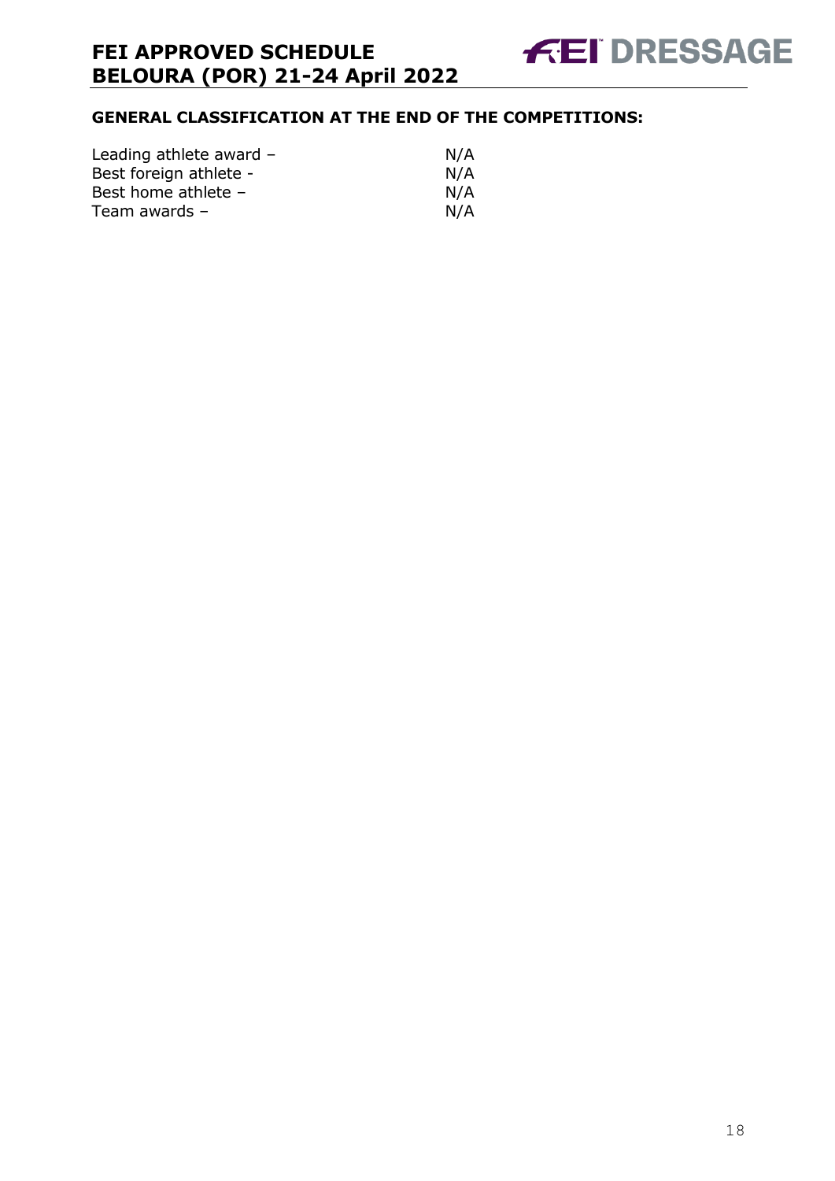## GENERAL CLASSIFICATION AT THE END OF THE COMPETITIONS:

| | |
|---|---|
| Leading athlete award – | N/A |
| Best foreign athlete - | N/A |
| Best home athlete – | N/A |
| Team awards – | N/A |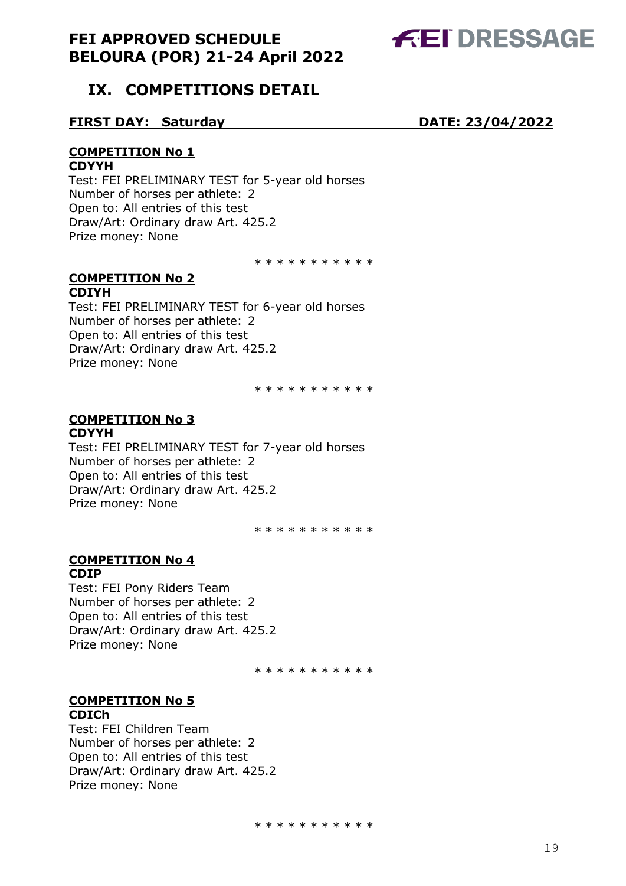## IX. COMPETITIONS DETAIL

**FIRST DAY: Saturday** **DATE: 23/04/2022**

**COMPETITION No 1**
**CDYYH**
Test: FEI PRELIMINARY TEST for 5-year old horses
Number of horses per athlete: 2
Open to: All entries of this test
Draw/Art: Ordinary draw Art. 425.2
Prize money: None

\* \* \* \* \* \* \* \* \* \* \*

**COMPETITION No 2**
**CDIYH**
Test: FEI PRELIMINARY TEST for 6-year old horses
Number of horses per athlete: 2
Open to: All entries of this test
Draw/Art: Ordinary draw Art. 425.2
Prize money: None

\* \* \* \* \* \* \* \* \* \* \*

**COMPETITION No 3**
**CDYYH**
Test: FEI PRELIMINARY TEST for 7-year old horses
Number of horses per athlete: 2
Open to: All entries of this test
Draw/Art: Ordinary draw Art. 425.2
Prize money: None

\* \* \* \* \* \* \* \* \* \* \*

**COMPETITION No 4**
**CDIP**
Test: FEI Pony Riders Team
Number of horses per athlete: 2
Open to: All entries of this test
Draw/Art: Ordinary draw Art. 425.2
Prize money: None

\* \* \* \* \* \* \* \* \* \* \*

**COMPETITION No 5**
**CDICh**
Test: FEI Children Team
Number of horses per athlete: 2
Open to: All entries of this test
Draw/Art: Ordinary draw Art. 425.2
Prize money: None

\* \* \* \* \* \* \* \* \* \* \*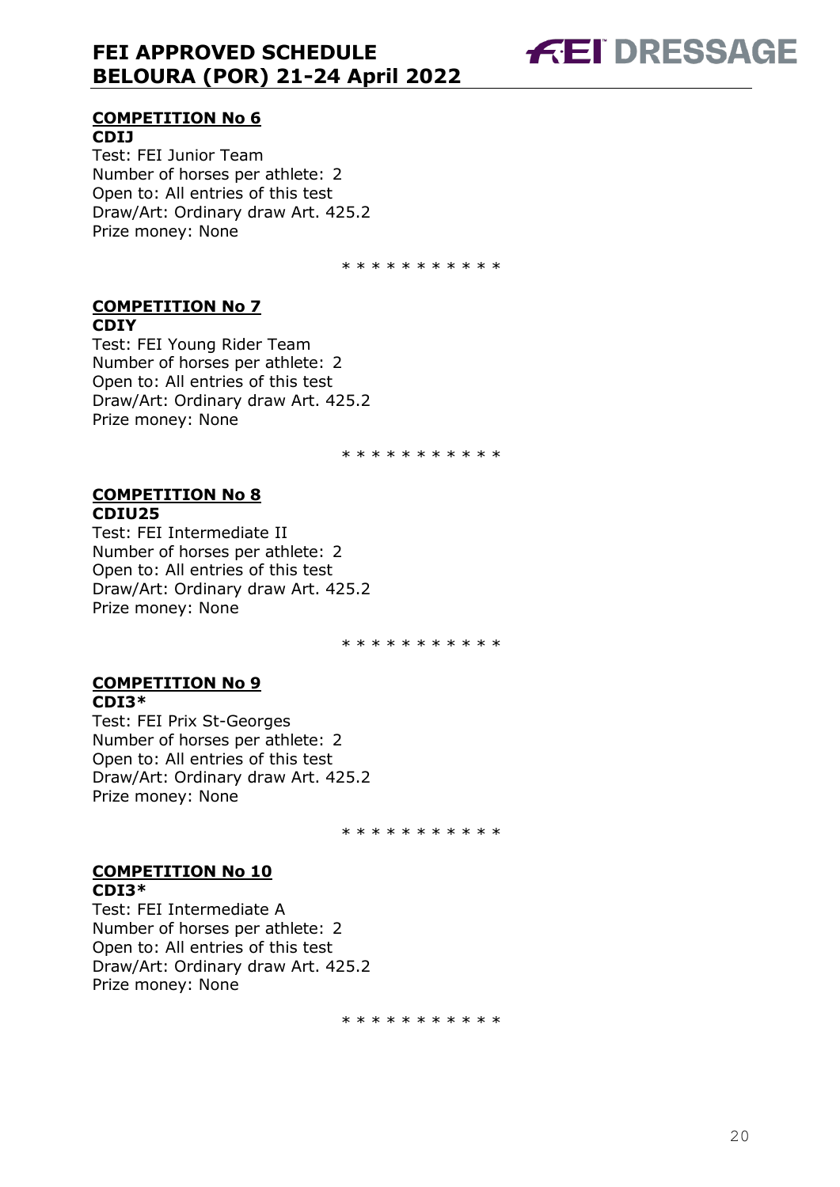## COMPETITION No 6

**CDIJ**

Test: FEI Junior Team
Number of horses per athlete: 2
Open to: All entries of this test
Draw/Art: Ordinary draw Art. 425.2
Prize money: None

* * * * * * * * * * *

## COMPETITION No 7

**CDIY**

Test: FEI Young Rider Team
Number of horses per athlete: 2
Open to: All entries of this test
Draw/Art: Ordinary draw Art. 425.2
Prize money: None

* * * * * * * * * * *

## COMPETITION No 8

**CDIU25**

Test: FEI Intermediate II
Number of horses per athlete: 2
Open to: All entries of this test
Draw/Art: Ordinary draw Art. 425.2
Prize money: None

* * * * * * * * * * *

## COMPETITION No 9

**CDI3***

Test: FEI Prix St-Georges
Number of horses per athlete: 2
Open to: All entries of this test
Draw/Art: Ordinary draw Art. 425.2
Prize money: None

* * * * * * * * * * *

## COMPETITION No 10

**CDI3***

Test: FEI Intermediate A
Number of horses per athlete: 2
Open to: All entries of this test
Draw/Art: Ordinary draw Art. 425.2
Prize money: None

* * * * * * * * * * *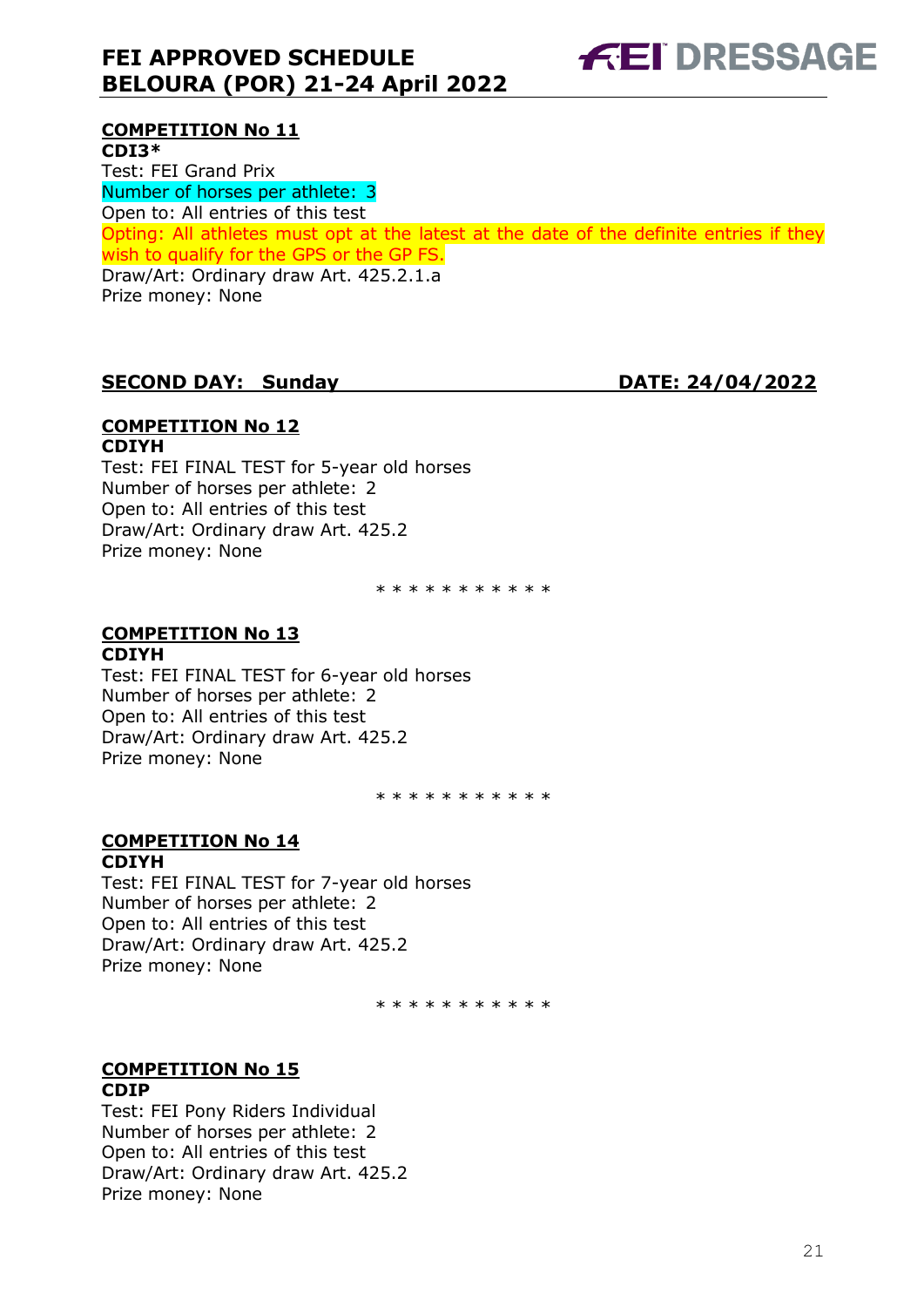**COMPETITION No 11**
**CDI3***
Test: FEI Grand Prix
Number of horses per athlete: 3
Open to: All entries of this test
Opting: All athletes must opt at the latest at the date of the definite entries if they wish to qualify for the GPS or the GP FS.
Draw/Art: Ordinary draw Art. 425.2.1.a
Prize money: None

## SECOND DAY: Sunday DATE: 24/04/2022

**COMPETITION No 12**
**CDIYH**
Test: FEI FINAL TEST for 5-year old horses
Number of horses per athlete: 2
Open to: All entries of this test
Draw/Art: Ordinary draw Art. 425.2
Prize money: None

* * * * * * * * * * *

**COMPETITION No 13**
**CDIYH**
Test: FEI FINAL TEST for 6-year old horses
Number of horses per athlete: 2
Open to: All entries of this test
Draw/Art: Ordinary draw Art. 425.2
Prize money: None

* * * * * * * * * * *

**COMPETITION No 14**
**CDIYH**
Test: FEI FINAL TEST for 7-year old horses
Number of horses per athlete: 2
Open to: All entries of this test
Draw/Art: Ordinary draw Art. 425.2
Prize money: None

* * * * * * * * * * *

**COMPETITION No 15**
**CDIP**
Test: FEI Pony Riders Individual
Number of horses per athlete: 2
Open to: All entries of this test
Draw/Art: Ordinary draw Art. 425.2
Prize money: None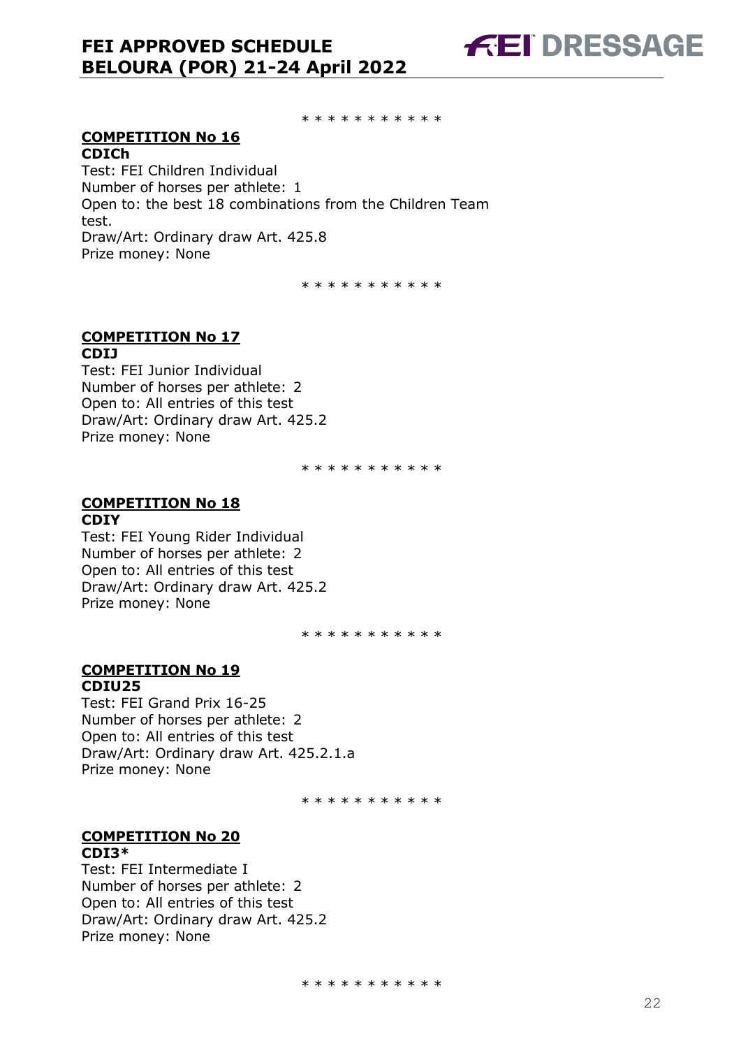\* \* \* \* \* \* \* \* \* \* \*

**COMPETITION No 16**
**CDICh**
Test: FEI Children Individual
Number of horses per athlete: 1
Open to: the best 18 combinations from the Children Team test.
Draw/Art: Ordinary draw Art. 425.8
Prize money: None

\* \* \* \* \* \* \* \* \* \* \*

**COMPETITION No 17**
**CDIJ**
Test: FEI Junior Individual
Number of horses per athlete: 2
Open to: All entries of this test
Draw/Art: Ordinary draw Art. 425.2
Prize money: None

\* \* \* \* \* \* \* \* \* \* \*

**COMPETITION No 18**
**CDIY**
Test: FEI Young Rider Individual
Number of horses per athlete: 2
Open to: All entries of this test
Draw/Art: Ordinary draw Art. 425.2
Prize money: None

\* \* \* \* \* \* \* \* \* \* \*

**COMPETITION No 19**
**CDIU25**
Test: FEI Grand Prix 16-25
Number of horses per athlete: 2
Open to: All entries of this test
Draw/Art: Ordinary draw Art. 425.2.1.a
Prize money: None

\* \* \* \* \* \* \* \* \* \* \*

**COMPETITION No 20**
**CDI3\***
Test: FEI Intermediate I
Number of horses per athlete: 2
Open to: All entries of this test
Draw/Art: Ordinary draw Art. 425.2
Prize money: None

\* \* \* \* \* \* \* \* \* \* \*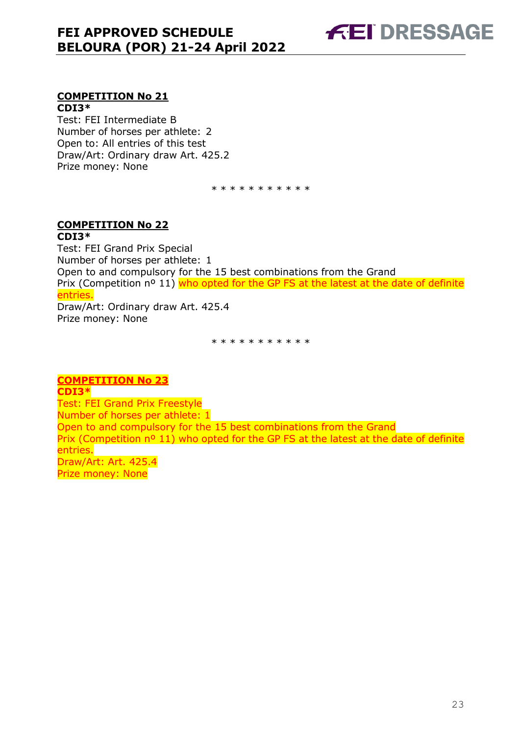### COMPETITION No 21

**CDI3\***

Test: FEI Intermediate B
Number of horses per athlete: 2
Open to: All entries of this test
Draw/Art: Ordinary draw Art. 425.2
Prize money: None

\* \* \* \* \* \* \* \* \* \* \*

### COMPETITION No 22

**CDI3\***

Test: FEI Grand Prix Special
Number of horses per athlete: 1
Open to and compulsory for the 15 best combinations from the Grand Prix (Competition nº 11) who opted for the GP FS at the latest at the date of definite entries.
Draw/Art: Ordinary draw Art. 425.4
Prize money: None

\* \* \* \* \* \* \* \* \* \* \*

### COMPETITION No 23

**CDI3\***

Test: FEI Grand Prix Freestyle
Number of horses per athlete: 1
Open to and compulsory for the 15 best combinations from the Grand Prix (Competition nº 11) who opted for the GP FS at the latest at the date of definite entries.
Draw/Art: Art. 425.4
Prize money: None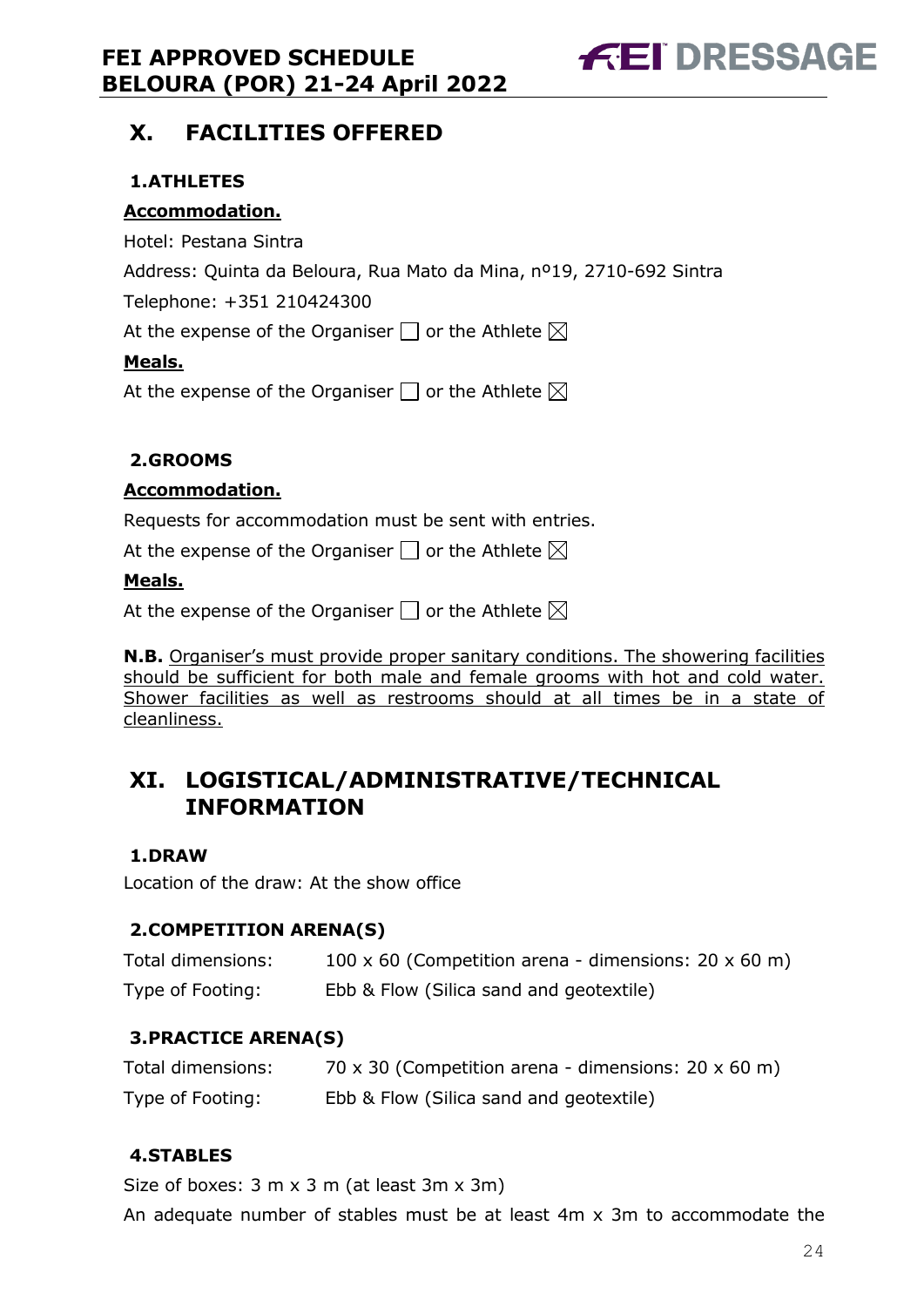## X. FACILITIES OFFERED

### 1.ATHLETES

**Accommodation.**

Hotel: Pestana Sintra

Address: Quinta da Beloura, Rua Mato da Mina, nº19, 2710-692 Sintra

Telephone: +351 210424300

At the expense of the Organiser ☐ or the Athlete ☒

**Meals.**

At the expense of the Organiser ☐ or the Athlete ☒

### 2.GROOMS

**Accommodation.**

Requests for accommodation must be sent with entries.

At the expense of the Organiser ☐ or the Athlete ☒

**Meals.**

At the expense of the Organiser ☐ or the Athlete ☒

**N.B.** Organiser's must provide proper sanitary conditions. The showering facilities should be sufficient for both male and female grooms with hot and cold water. Shower facilities as well as restrooms should at all times be in a state of cleanliness.

## XI. LOGISTICAL/ADMINISTRATIVE/TECHNICAL INFORMATION

### 1.DRAW

Location of the draw: At the show office

### 2.COMPETITION ARENA(S)

Total dimensions: 100 x 60 (Competition arena - dimensions: 20 x 60 m)

Type of Footing: Ebb & Flow (Silica sand and geotextile)

### 3.PRACTICE ARENA(S)

Total dimensions: 70 x 30 (Competition arena - dimensions: 20 x 60 m)

Type of Footing: Ebb & Flow (Silica sand and geotextile)

### 4.STABLES

Size of boxes: 3 m x 3 m (at least 3m x 3m)

An adequate number of stables must be at least 4m x 3m to accommodate the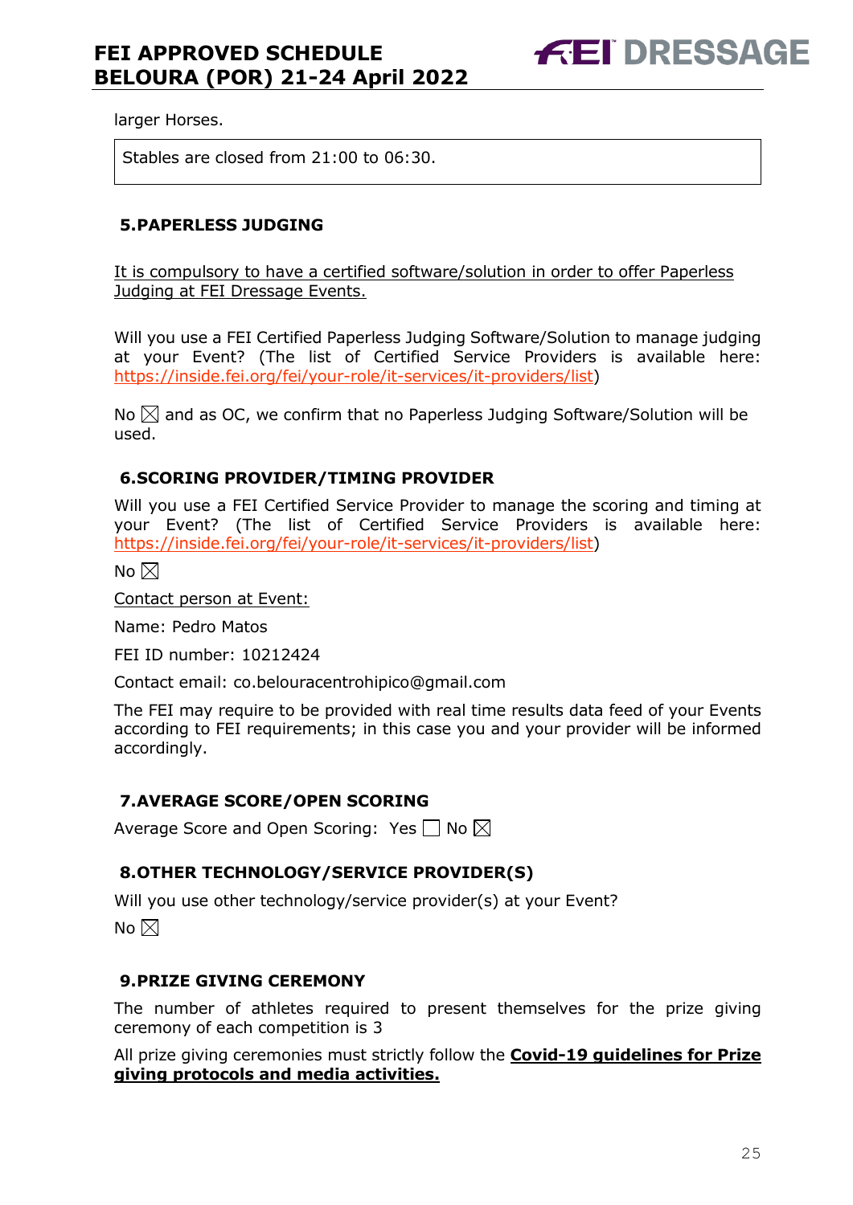larger Horses.

| Stables are closed from 21:00 to 06:30. |
|---|

## 5. PAPERLESS JUDGING

It is compulsory to have a certified software/solution in order to offer Paperless Judging at FEI Dressage Events.

Will you use a FEI Certified Paperless Judging Software/Solution to manage judging at your Event? (The list of Certified Service Providers is available here: https://inside.fei.org/fei/your-role/it-services/it-providers/list)

No ☒ and as OC, we confirm that no Paperless Judging Software/Solution will be used.

## 6. SCORING PROVIDER/TIMING PROVIDER

Will you use a FEI Certified Service Provider to manage the scoring and timing at your Event? (The list of Certified Service Providers is available here: https://inside.fei.org/fei/your-role/it-services/it-providers/list)

No ☒

Contact person at Event:

Name: Pedro Matos

FEI ID number: 10212424

Contact email: co.belouracentrohipico@gmail.com

The FEI may require to be provided with real time results data feed of your Events according to FEI requirements; in this case you and your provider will be informed accordingly.

## 7. AVERAGE SCORE/OPEN SCORING

Average Score and Open Scoring: Yes ☐ No ☒

## 8. OTHER TECHNOLOGY/SERVICE PROVIDER(S)

Will you use other technology/service provider(s) at your Event?

No ☒

## 9. PRIZE GIVING CEREMONY

The number of athletes required to present themselves for the prize giving ceremony of each competition is 3

All prize giving ceremonies must strictly follow the **Covid-19 guidelines for Prize giving protocols and media activities.**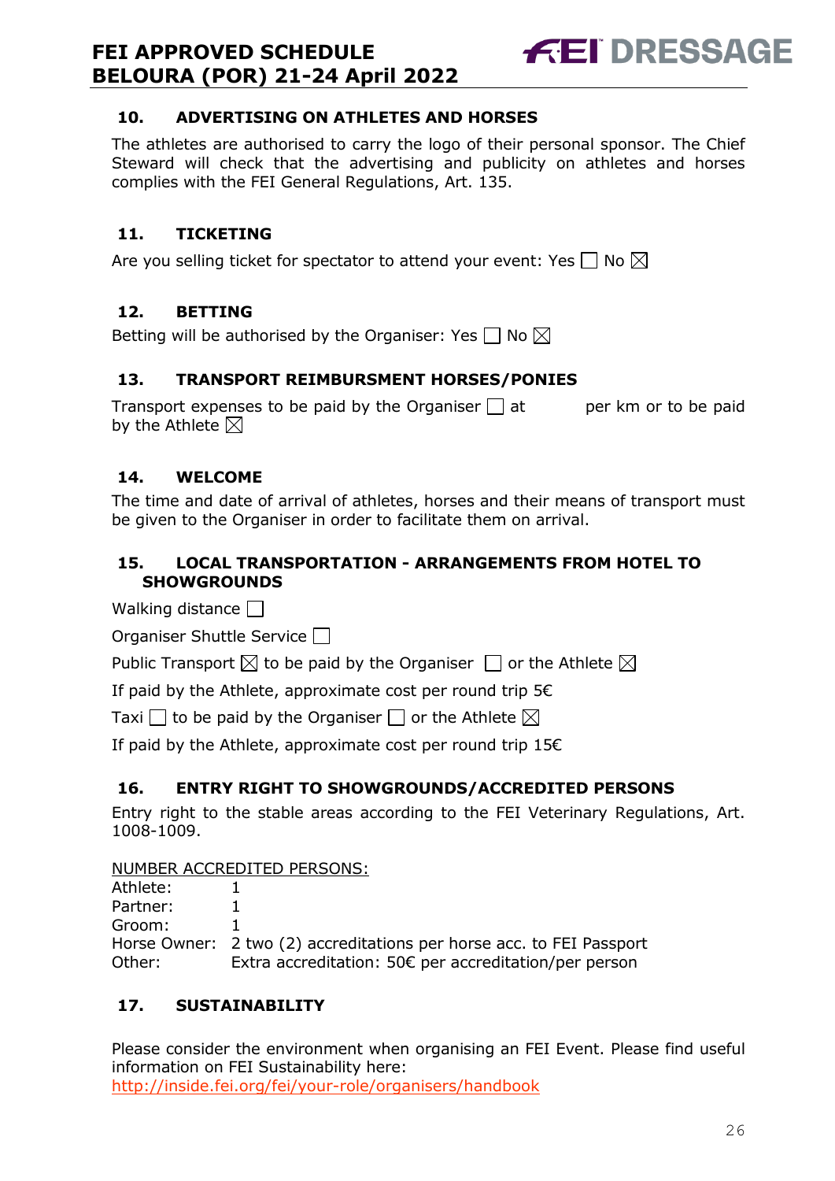## 10. ADVERTISING ON ATHLETES AND HORSES

The athletes are authorised to carry the logo of their personal sponsor. The Chief Steward will check that the advertising and publicity on athletes and horses complies with the FEI General Regulations, Art. 135.

## 11. TICKETING

Are you selling ticket for spectator to attend your event: Yes ☐ No ☒

## 12. BETTING

Betting will be authorised by the Organiser: Yes ☐ No ☒

## 13. TRANSPORT REIMBURSMENT HORSES/PONIES

Transport expenses to be paid by the Organiser ☐ at per km or to be paid by the Athlete ☒

## 14. WELCOME

The time and date of arrival of athletes, horses and their means of transport must be given to the Organiser in order to facilitate them on arrival.

## 15. LOCAL TRANSPORTATION - ARRANGEMENTS FROM HOTEL TO SHOWGROUNDS

Walking distance ☐

Organiser Shuttle Service ☐

Public Transport ☒ to be paid by the Organiser ☐ or the Athlete ☒

If paid by the Athlete, approximate cost per round trip 5€

Taxi ☐ to be paid by the Organiser ☐ or the Athlete ☒

If paid by the Athlete, approximate cost per round trip 15€

## 16. ENTRY RIGHT TO SHOWGROUNDS/ACCREDITED PERSONS

Entry right to the stable areas according to the FEI Veterinary Regulations, Art. 1008-1009.

NUMBER ACCREDITED PERSONS:

Athlete: 1
Partner: 1
Groom: 1
Horse Owner: 2 two (2) accreditations per horse acc. to FEI Passport
Other: Extra accreditation: 50€ per accreditation/per person

## 17. SUSTAINABILITY

Please consider the environment when organising an FEI Event. Please find useful information on FEI Sustainability here:
http://inside.fei.org/fei/your-role/organisers/handbook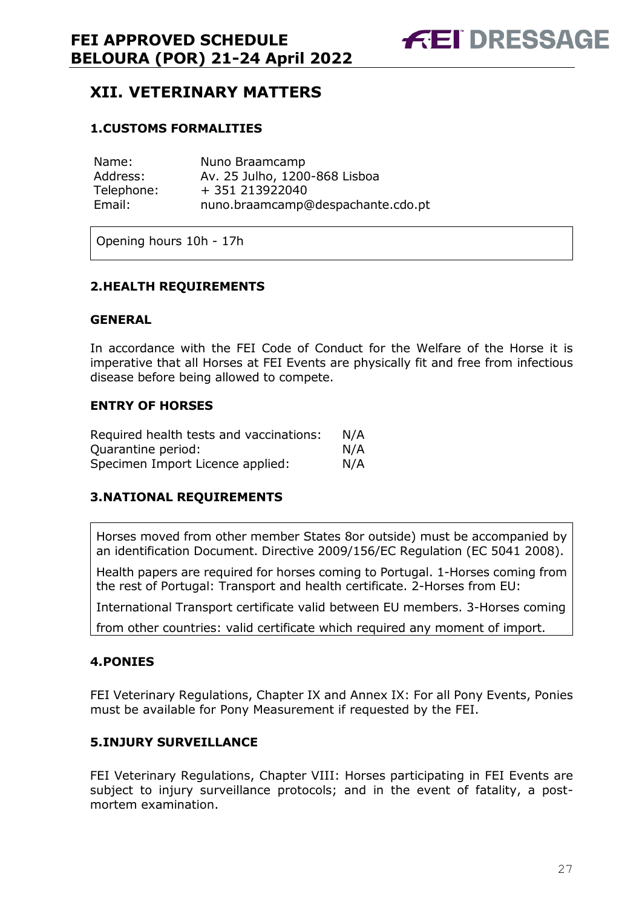## XII. VETERINARY MATTERS

### 1.CUSTOMS FORMALITIES

| | |
|---|---|
| Name: | Nuno Braamcamp |
| Address: | Av. 25 Julho, 1200-868 Lisboa |
| Telephone: | + 351 213922040 |
| Email: | nuno.braamcamp@despachante.cdo.pt |

Opening hours 10h - 17h

### 2.HEALTH REQUIREMENTS

#### GENERAL

In accordance with the FEI Code of Conduct for the Welfare of the Horse it is imperative that all Horses at FEI Events are physically fit and free from infectious disease before being allowed to compete.

#### ENTRY OF HORSES

| | |
|---|---|
| Required health tests and vaccinations: | N/A |
| Quarantine period: | N/A |
| Specimen Import Licence applied: | N/A |

### 3.NATIONAL REQUIREMENTS

Horses moved from other member States 8or outside) must be accompanied by an identification Document. Directive 2009/156/EC Regulation (EC 5041 2008).

Health papers are required for horses coming to Portugal. 1-Horses coming from the rest of Portugal: Transport and health certificate. 2-Horses from EU:

International Transport certificate valid between EU members. 3-Horses coming from other countries: valid certificate which required any moment of import.

### 4.PONIES

FEI Veterinary Regulations, Chapter IX and Annex IX: For all Pony Events, Ponies must be available for Pony Measurement if requested by the FEI.

### 5.INJURY SURVEILLANCE

FEI Veterinary Regulations, Chapter VIII: Horses participating in FEI Events are subject to injury surveillance protocols; and in the event of fatality, a post-mortem examination.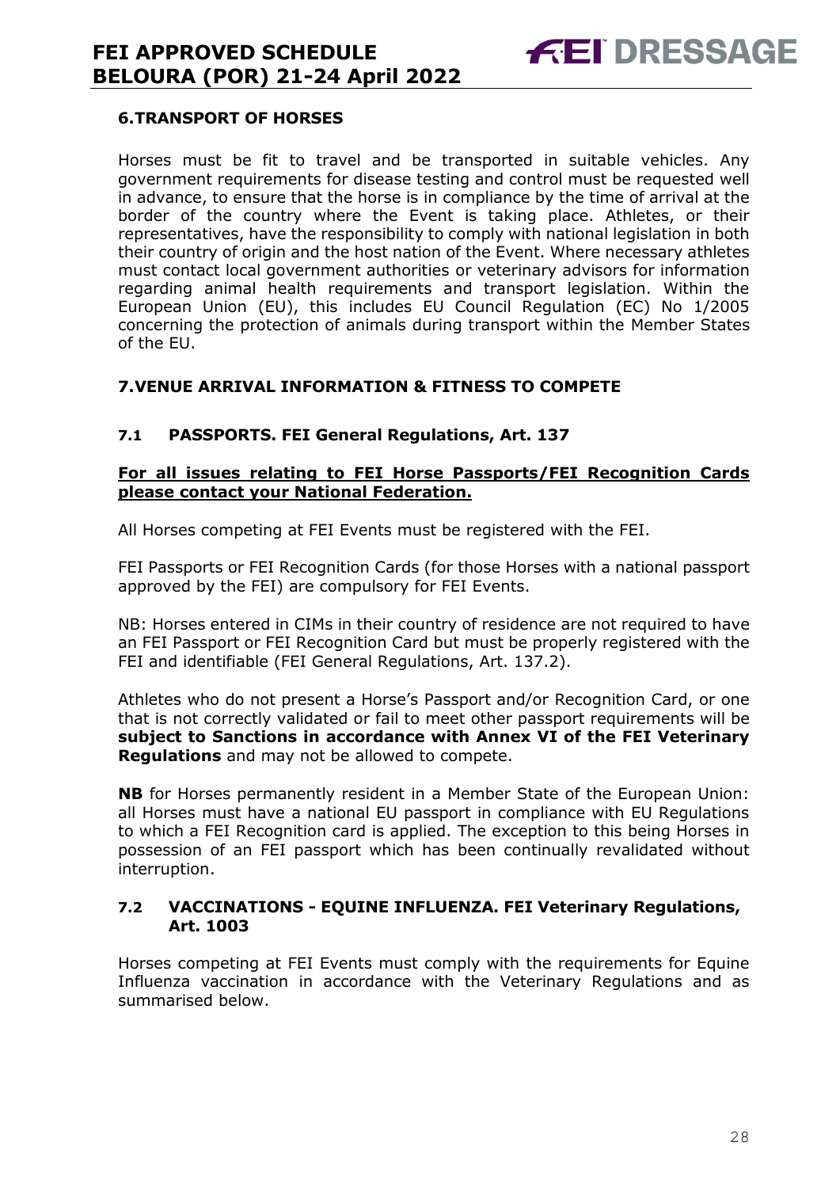## 6. TRANSPORT OF HORSES

Horses must be fit to travel and be transported in suitable vehicles. Any government requirements for disease testing and control must be requested well in advance, to ensure that the horse is in compliance by the time of arrival at the border of the country where the Event is taking place. Athletes, or their representatives, have the responsibility to comply with national legislation in both their country of origin and the host nation of the Event. Where necessary athletes must contact local government authorities or veterinary advisors for information regarding animal health requirements and transport legislation. Within the European Union (EU), this includes EU Council Regulation (EC) No 1/2005 concerning the protection of animals during transport within the Member States of the EU.

## 7. VENUE ARRIVAL INFORMATION & FITNESS TO COMPETE

### 7.1 PASSPORTS. FEI General Regulations, Art. 137

**For all issues relating to FEI Horse Passports/FEI Recognition Cards please contact your National Federation.**

All Horses competing at FEI Events must be registered with the FEI.

FEI Passports or FEI Recognition Cards (for those Horses with a national passport approved by the FEI) are compulsory for FEI Events.

NB: Horses entered in CIMs in their country of residence are not required to have an FEI Passport or FEI Recognition Card but must be properly registered with the FEI and identifiable (FEI General Regulations, Art. 137.2).

Athletes who do not present a Horse's Passport and/or Recognition Card, or one that is not correctly validated or fail to meet other passport requirements will be **subject to Sanctions in accordance with Annex VI of the FEI Veterinary Regulations** and may not be allowed to compete.

**NB** for Horses permanently resident in a Member State of the European Union: all Horses must have a national EU passport in compliance with EU Regulations to which a FEI Recognition card is applied. The exception to this being Horses in possession of an FEI passport which has been continually revalidated without interruption.

### 7.2 VACCINATIONS - EQUINE INFLUENZA. FEI Veterinary Regulations, Art. 1003

Horses competing at FEI Events must comply with the requirements for Equine Influenza vaccination in accordance with the Veterinary Regulations and as summarised below.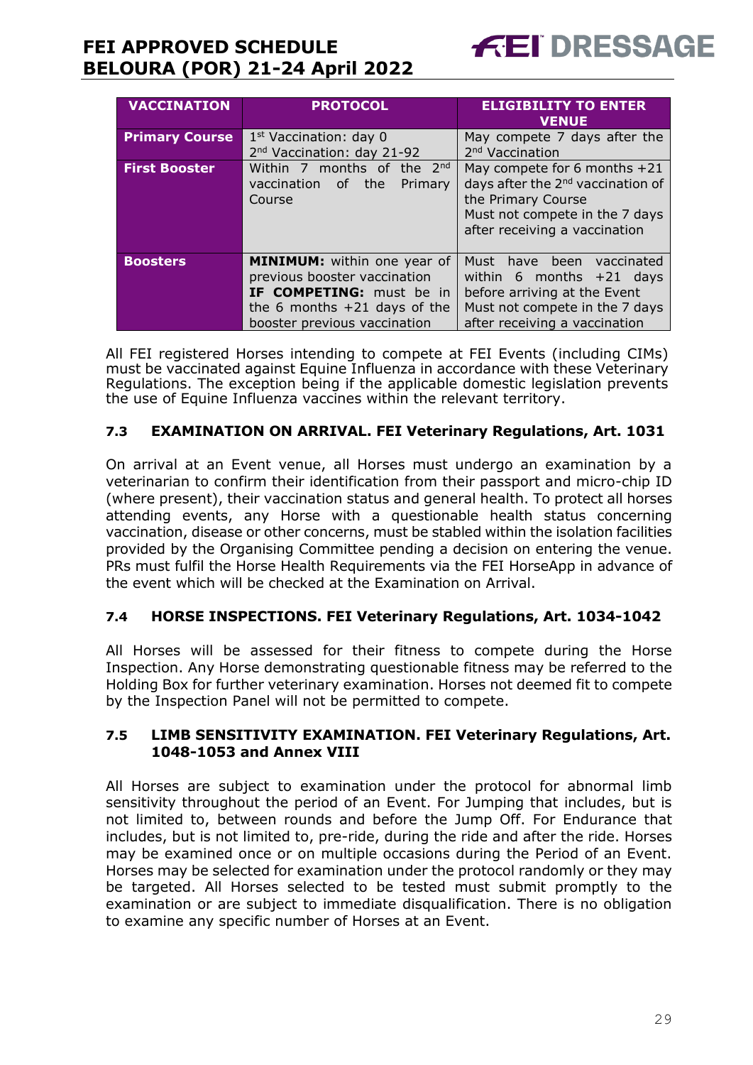| VACCINATION | PROTOCOL | ELIGIBILITY TO ENTER VENUE |
|---|---|---|
| **Primary Course** | 1st Vaccination: day 0<br>2nd Vaccination: day 21-92 | May compete 7 days after the 2nd Vaccination |
| **First Booster** | Within 7 months of the 2nd vaccination of the Primary Course | May compete for 6 months +21 days after the 2nd vaccination of the Primary Course<br>Must not compete in the 7 days after receiving a vaccination |
| **Boosters** | **MINIMUM:** within one year of previous booster vaccination<br>**IF COMPETING:** must be in the 6 months +21 days of the booster previous vaccination | Must have been vaccinated within 6 months +21 days before arriving at the Event<br>Must not compete in the 7 days after receiving a vaccination |

All FEI registered Horses intending to compete at FEI Events (including CIMs) must be vaccinated against Equine Influenza in accordance with these Veterinary Regulations. The exception being if the applicable domestic legislation prevents the use of Equine Influenza vaccines within the relevant territory.

### 7.3 EXAMINATION ON ARRIVAL. FEI Veterinary Regulations, Art. 1031

On arrival at an Event venue, all Horses must undergo an examination by a veterinarian to confirm their identification from their passport and micro-chip ID (where present), their vaccination status and general health. To protect all horses attending events, any Horse with a questionable health status concerning vaccination, disease or other concerns, must be stabled within the isolation facilities provided by the Organising Committee pending a decision on entering the venue. PRs must fulfil the Horse Health Requirements via the FEI HorseApp in advance of the event which will be checked at the Examination on Arrival.

### 7.4 HORSE INSPECTIONS. FEI Veterinary Regulations, Art. 1034-1042

All Horses will be assessed for their fitness to compete during the Horse Inspection. Any Horse demonstrating questionable fitness may be referred to the Holding Box for further veterinary examination. Horses not deemed fit to compete by the Inspection Panel will not be permitted to compete.

### 7.5 LIMB SENSITIVITY EXAMINATION. FEI Veterinary Regulations, Art. 1048-1053 and Annex VIII

All Horses are subject to examination under the protocol for abnormal limb sensitivity throughout the period of an Event. For Jumping that includes, but is not limited to, between rounds and before the Jump Off. For Endurance that includes, but is not limited to, pre-ride, during the ride and after the ride. Horses may be examined once or on multiple occasions during the Period of an Event. Horses may be selected for examination under the protocol randomly or they may be targeted. All Horses selected to be tested must submit promptly to the examination or are subject to immediate disqualification. There is no obligation to examine any specific number of Horses at an Event.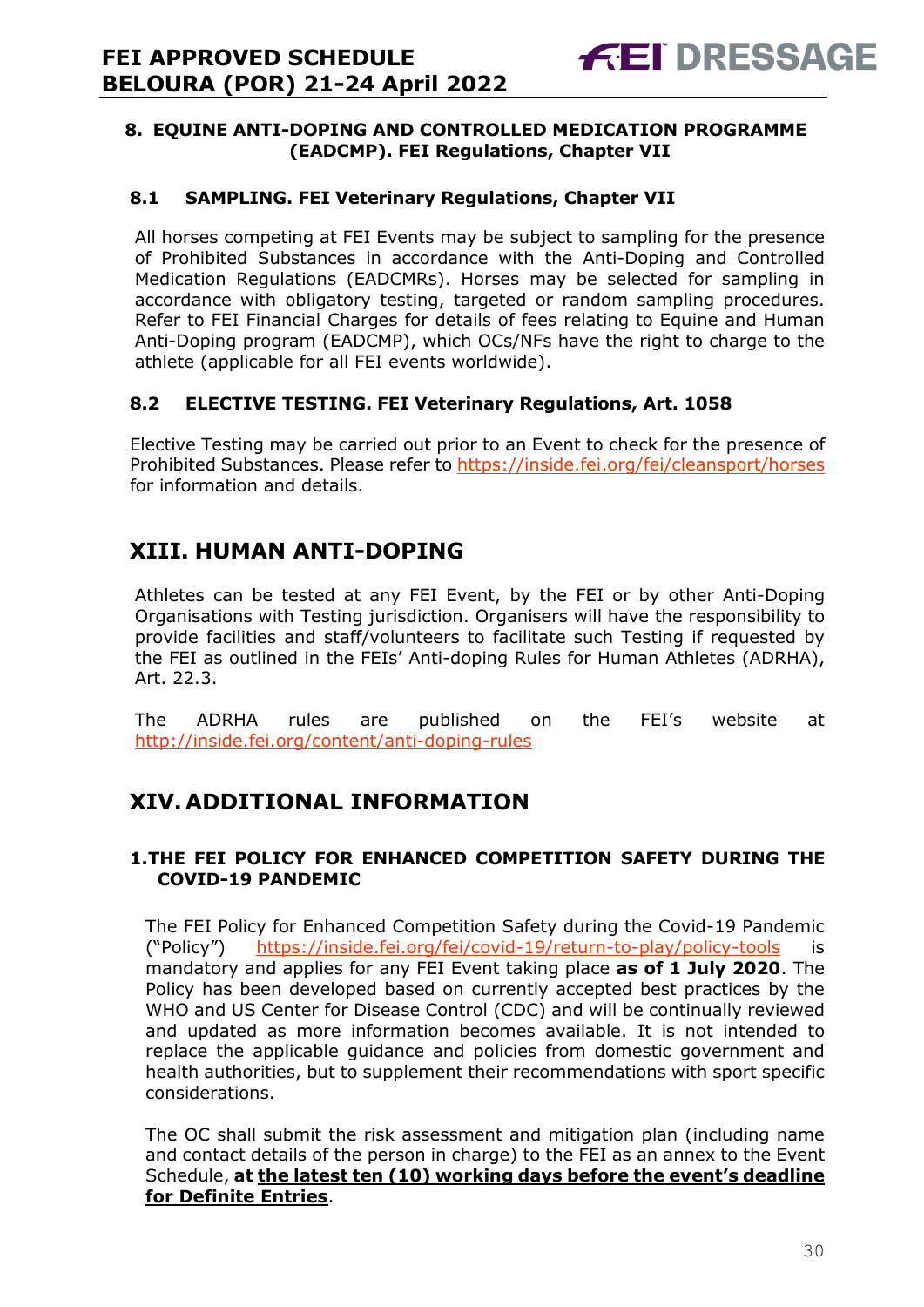### 8. EQUINE ANTI-DOPING AND CONTROLLED MEDICATION PROGRAMME (EADCMP). FEI Regulations, Chapter VII

#### 8.1 SAMPLING. FEI Veterinary Regulations, Chapter VII

All horses competing at FEI Events may be subject to sampling for the presence of Prohibited Substances in accordance with the Anti-Doping and Controlled Medication Regulations (EADCMRs). Horses may be selected for sampling in accordance with obligatory testing, targeted or random sampling procedures. Refer to FEI Financial Charges for details of fees relating to Equine and Human Anti-Doping program (EADCMP), which OCs/NFs have the right to charge to the athlete (applicable for all FEI events worldwide).

#### 8.2 ELECTIVE TESTING. FEI Veterinary Regulations, Art. 1058

Elective Testing may be carried out prior to an Event to check for the presence of Prohibited Substances. Please refer to https://inside.fei.org/fei/cleansport/horses for information and details.

## XIII. HUMAN ANTI-DOPING

Athletes can be tested at any FEI Event, by the FEI or by other Anti-Doping Organisations with Testing jurisdiction. Organisers will have the responsibility to provide facilities and staff/volunteers to facilitate such Testing if requested by the FEI as outlined in the FEIs' Anti-doping Rules for Human Athletes (ADRHA), Art. 22.3.

The ADRHA rules are published on the FEI's website at http://inside.fei.org/content/anti-doping-rules

## XIV. ADDITIONAL INFORMATION

### 1. THE FEI POLICY FOR ENHANCED COMPETITION SAFETY DURING THE COVID-19 PANDEMIC

The FEI Policy for Enhanced Competition Safety during the Covid-19 Pandemic ("Policy") https://inside.fei.org/fei/covid-19/return-to-play/policy-tools is mandatory and applies for any FEI Event taking place **as of 1 July 2020**. The Policy has been developed based on currently accepted best practices by the WHO and US Center for Disease Control (CDC) and will be continually reviewed and updated as more information becomes available. It is not intended to replace the applicable guidance and policies from domestic government and health authorities, but to supplement their recommendations with sport specific considerations.

The OC shall submit the risk assessment and mitigation plan (including name and contact details of the person in charge) to the FEI as an annex to the Event Schedule, **at the latest ten (10) working days before the event's deadline for Definite Entries**.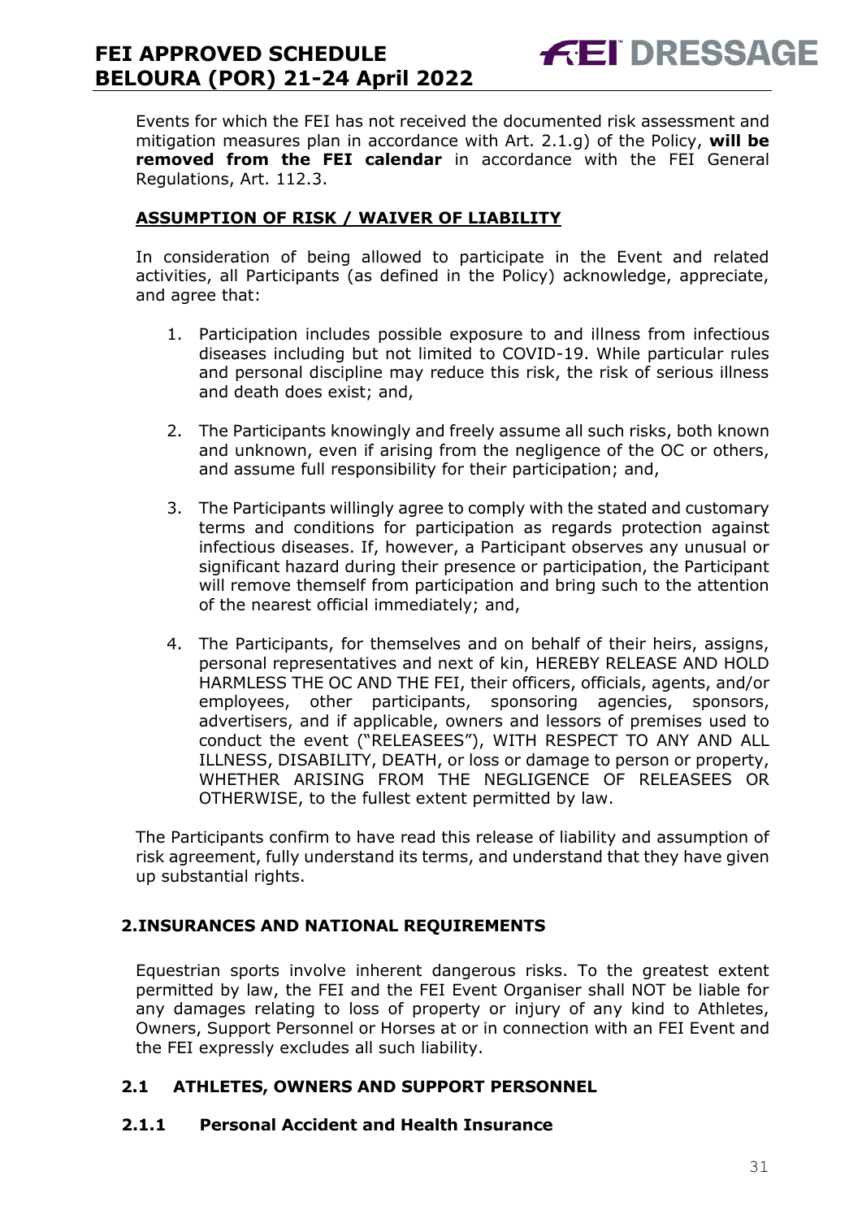Events for which the FEI has not received the documented risk assessment and mitigation measures plan in accordance with Art. 2.1.g) of the Policy, **will be removed from the FEI calendar** in accordance with the FEI General Regulations, Art. 112.3.

**ASSUMPTION OF RISK / WAIVER OF LIABILITY**

In consideration of being allowed to participate in the Event and related activities, all Participants (as defined in the Policy) acknowledge, appreciate, and agree that:

1. Participation includes possible exposure to and illness from infectious diseases including but not limited to COVID-19. While particular rules and personal discipline may reduce this risk, the risk of serious illness and death does exist; and,

2. The Participants knowingly and freely assume all such risks, both known and unknown, even if arising from the negligence of the OC or others, and assume full responsibility for their participation; and,

3. The Participants willingly agree to comply with the stated and customary terms and conditions for participation as regards protection against infectious diseases. If, however, a Participant observes any unusual or significant hazard during their presence or participation, the Participant will remove themself from participation and bring such to the attention of the nearest official immediately; and,

4. The Participants, for themselves and on behalf of their heirs, assigns, personal representatives and next of kin, HEREBY RELEASE AND HOLD HARMLESS THE OC AND THE FEI, their officers, officials, agents, and/or employees, other participants, sponsoring agencies, sponsors, advertisers, and if applicable, owners and lessors of premises used to conduct the event ("RELEASEES"), WITH RESPECT TO ANY AND ALL ILLNESS, DISABILITY, DEATH, or loss or damage to person or property, WHETHER ARISING FROM THE NEGLIGENCE OF RELEASEES OR OTHERWISE, to the fullest extent permitted by law.

The Participants confirm to have read this release of liability and assumption of risk agreement, fully understand its terms, and understand that they have given up substantial rights.

## 2. INSURANCES AND NATIONAL REQUIREMENTS

Equestrian sports involve inherent dangerous risks. To the greatest extent permitted by law, the FEI and the FEI Event Organiser shall NOT be liable for any damages relating to loss of property or injury of any kind to Athletes, Owners, Support Personnel or Horses at or in connection with an FEI Event and the FEI expressly excludes all such liability.

### 2.1 ATHLETES, OWNERS AND SUPPORT PERSONNEL

#### 2.1.1 Personal Accident and Health Insurance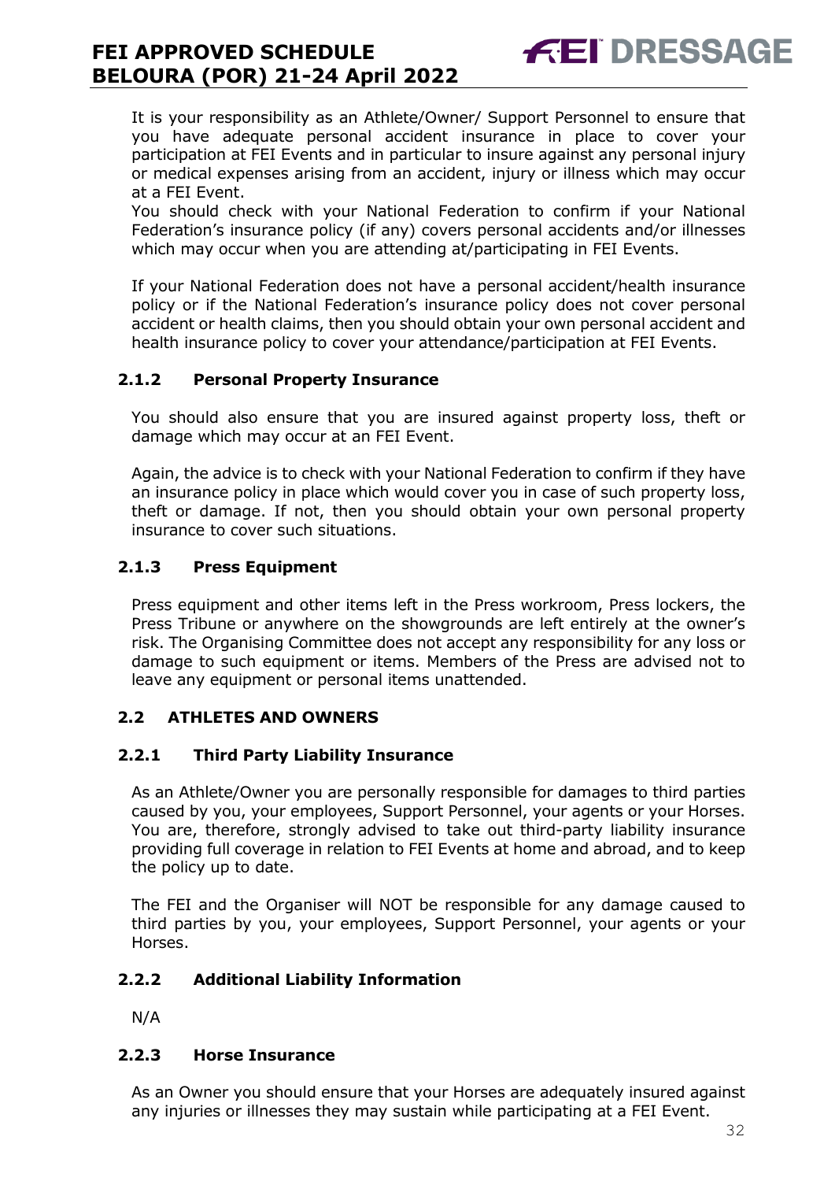It is your responsibility as an Athlete/Owner/ Support Personnel to ensure that you have adequate personal accident insurance in place to cover your participation at FEI Events and in particular to insure against any personal injury or medical expenses arising from an accident, injury or illness which may occur at a FEI Event.
You should check with your National Federation to confirm if your National Federation's insurance policy (if any) covers personal accidents and/or illnesses which may occur when you are attending at/participating in FEI Events.

If your National Federation does not have a personal accident/health insurance policy or if the National Federation's insurance policy does not cover personal accident or health claims, then you should obtain your own personal accident and health insurance policy to cover your attendance/participation at FEI Events.

### 2.1.2 Personal Property Insurance

You should also ensure that you are insured against property loss, theft or damage which may occur at an FEI Event.

Again, the advice is to check with your National Federation to confirm if they have an insurance policy in place which would cover you in case of such property loss, theft or damage. If not, then you should obtain your own personal property insurance to cover such situations.

### 2.1.3 Press Equipment

Press equipment and other items left in the Press workroom, Press lockers, the Press Tribune or anywhere on the showgrounds are left entirely at the owner's risk. The Organising Committee does not accept any responsibility for any loss or damage to such equipment or items. Members of the Press are advised not to leave any equipment or personal items unattended.

## 2.2 ATHLETES AND OWNERS

### 2.2.1 Third Party Liability Insurance

As an Athlete/Owner you are personally responsible for damages to third parties caused by you, your employees, Support Personnel, your agents or your Horses. You are, therefore, strongly advised to take out third-party liability insurance providing full coverage in relation to FEI Events at home and abroad, and to keep the policy up to date.

The FEI and the Organiser will NOT be responsible for any damage caused to third parties by you, your employees, Support Personnel, your agents or your Horses.

### 2.2.2 Additional Liability Information

N/A

### 2.2.3 Horse Insurance

As an Owner you should ensure that your Horses are adequately insured against any injuries or illnesses they may sustain while participating at a FEI Event.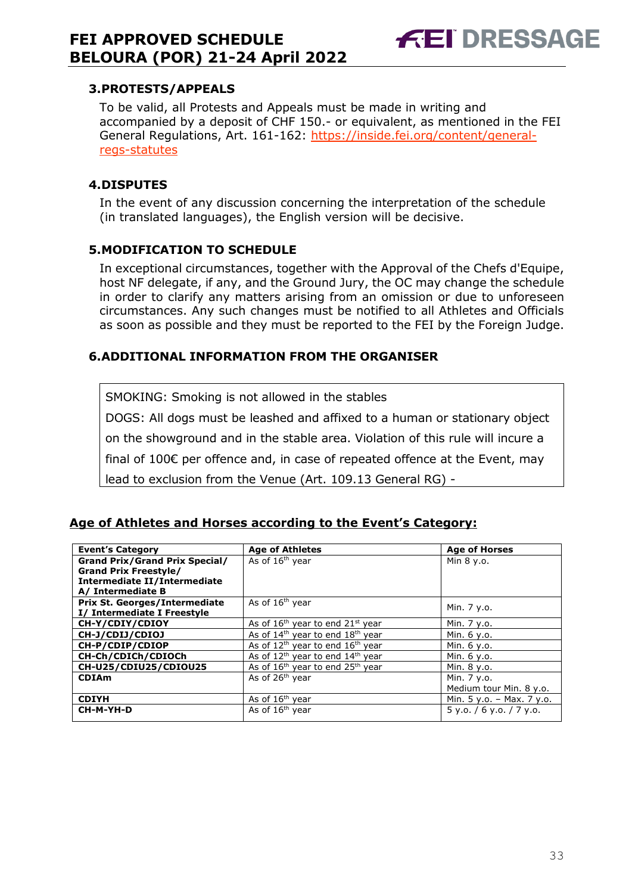### 3. PROTESTS/APPEALS

To be valid, all Protests and Appeals must be made in writing and accompanied by a deposit of CHF 150.- or equivalent, as mentioned in the FEI General Regulations, Art. 161-162: https://inside.fei.org/content/general-regs-statutes

### 4. DISPUTES

In the event of any discussion concerning the interpretation of the schedule (in translated languages), the English version will be decisive.

### 5. MODIFICATION TO SCHEDULE

In exceptional circumstances, together with the Approval of the Chefs d'Equipe, host NF delegate, if any, and the Ground Jury, the OC may change the schedule in order to clarify any matters arising from an omission or due to unforeseen circumstances. Any such changes must be notified to all Athletes and Officials as soon as possible and they must be reported to the FEI by the Foreign Judge.

### 6. ADDITIONAL INFORMATION FROM THE ORGANISER

SMOKING: Smoking is not allowed in the stables

DOGS: All dogs must be leashed and affixed to a human or stationary object on the showground and in the stable area. Violation of this rule will incure a final of 100€ per offence and, in case of repeated offence at the Event, may lead to exclusion from the Venue (Art. 109.13 General RG) -

## Age of Athletes and Horses according to the Event's Category:

| Event's Category | Age of Athletes | Age of Horses |
|---|---|---|
| **Grand Prix/Grand Prix Special/ Grand Prix Freestyle/ Intermediate II/Intermediate A/ Intermediate B** | As of 16th year | Min 8 y.o. |
| **Prix St. Georges/Intermediate I/ Intermediate I Freestyle** | As of 16th year | Min. 7 y.o. |
| **CH-Y/CDIY/CDIOY** | As of 16th year to end 21st year | Min. 7 y.o. |
| **CH-J/CDIJ/CDIOJ** | As of 14th year to end 18th year | Min. 6 y.o. |
| **CH-P/CDIP/CDIOP** | As of 12th year to end 16th year | Min. 6 y.o. |
| **CH-Ch/CDICh/CDIOCh** | As of 12th year to end 14th year | Min. 6 y.o. |
| **CH-U25/CDIU25/CDIOU25** | As of 16th year to end 25th year | Min. 8 y.o. |
| **CDIAm** | As of 26th year | Min. 7 y.o.<br>Medium tour Min. 8 y.o. |
| **CDIYH** | As of 16th year | Min. 5 y.o. – Max. 7 y.o. |
| **CH-M-YH-D** | As of 16th year | 5 y.o. / 6 y.o. / 7 y.o. |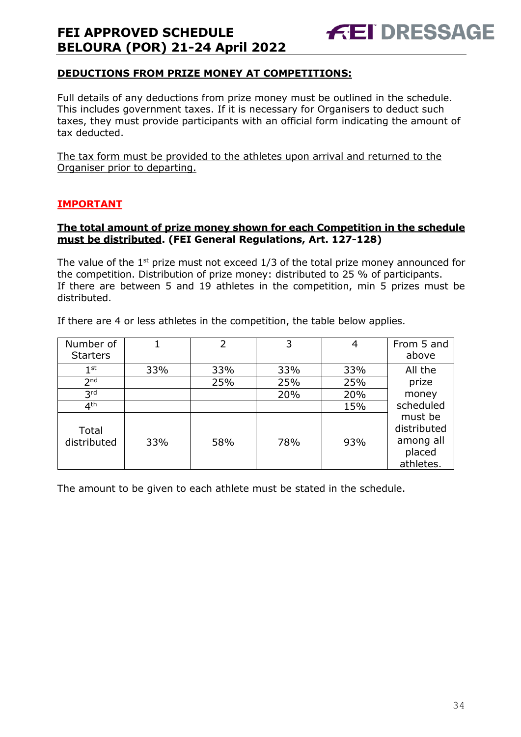**DEDUCTIONS FROM PRIZE MONEY AT COMPETITIONS:**

Full details of any deductions from prize money must be outlined in the schedule. This includes government taxes. If it is necessary for Organisers to deduct such taxes, they must provide participants with an official form indicating the amount of tax deducted.

The tax form must be provided to the athletes upon arrival and returned to the Organiser prior to departing.

**IMPORTANT**

**The total amount of prize money shown for each Competition in the schedule must be distributed. (FEI General Regulations, Art. 127-128)**

The value of the 1st prize must not exceed 1/3 of the total prize money announced for the competition. Distribution of prize money: distributed to 25 % of participants.
If there are between 5 and 19 athletes in the competition, min 5 prizes must be distributed.

If there are 4 or less athletes in the competition, the table below applies.

| Number of Starters | 1 | 2 | 3 | 4 | From 5 and above |
|---|---|---|---|---|---|
| 1st | 33% | 33% | 33% | 33% | All the prize money scheduled must be distributed among all placed athletes. |
| 2nd | | 25% | 25% | 25% | |
| 3rd | | | 20% | 20% | |
| 4th | | | | 15% | |
| Total distributed | 33% | 58% | 78% | 93% | |

The amount to be given to each athlete must be stated in the schedule.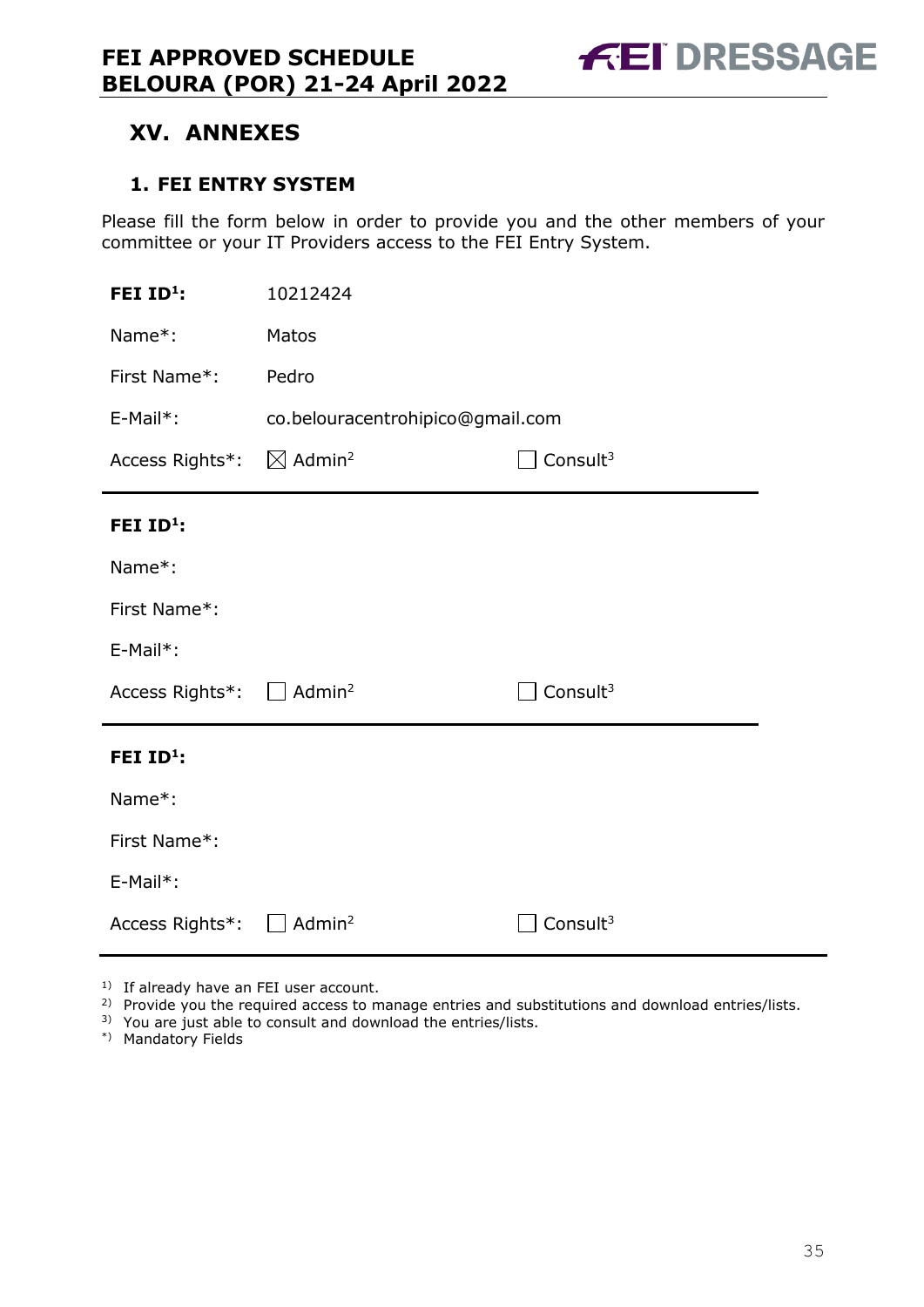## XV. ANNEXES

### 1. FEI ENTRY SYSTEM

Please fill the form below in order to provide you and the other members of your committee or your IT Providers access to the FEI Entry System.

**FEI ID[1]:** 10212424

Name*: Matos

First Name*: Pedro

E-Mail*: co.belouracentrohipico@gmail.com

Access Rights*: ☒ Admin[2] ☐ Consult[3]

---

**FEI ID[1]:**

Name*:

First Name*:

E-Mail*:

Access Rights*: ☐ Admin[2] ☐ Consult[3]

---

**FEI ID[1]:**

Name*:

First Name*:

E-Mail*:

Access Rights*: ☐ Admin[2] ☐ Consult[3]

---

1) If already have an FEI user account.
2) Provide you the required access to manage entries and substitutions and download entries/lists.
3) You are just able to consult and download the entries/lists.
*) Mandatory Fields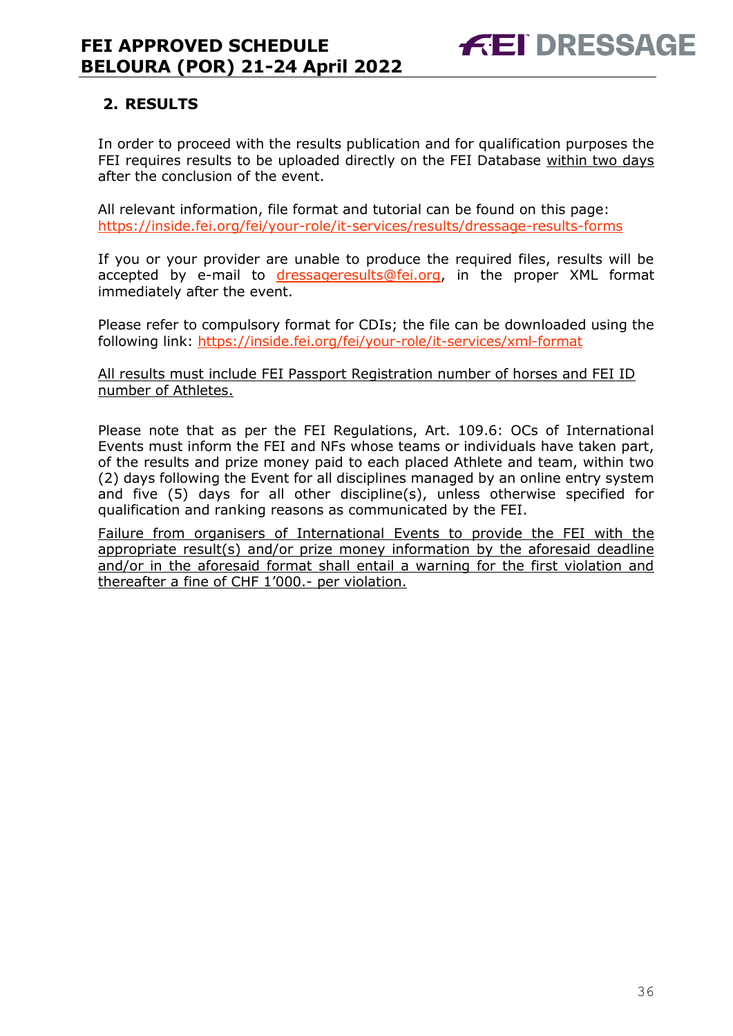## 2. RESULTS

In order to proceed with the results publication and for qualification purposes the FEI requires results to be uploaded directly on the FEI Database within two days after the conclusion of the event.

All relevant information, file format and tutorial can be found on this page: https://inside.fei.org/fei/your-role/it-services/results/dressage-results-forms

If you or your provider are unable to produce the required files, results will be accepted by e-mail to dressageresults@fei.org, in the proper XML format immediately after the event.

Please refer to compulsory format for CDIs; the file can be downloaded using the following link: https://inside.fei.org/fei/your-role/it-services/xml-format

All results must include FEI Passport Registration number of horses and FEI ID number of Athletes.

Please note that as per the FEI Regulations, Art. 109.6: OCs of International Events must inform the FEI and NFs whose teams or individuals have taken part, of the results and prize money paid to each placed Athlete and team, within two (2) days following the Event for all disciplines managed by an online entry system and five (5) days for all other discipline(s), unless otherwise specified for qualification and ranking reasons as communicated by the FEI.

Failure from organisers of International Events to provide the FEI with the appropriate result(s) and/or prize money information by the aforesaid deadline and/or in the aforesaid format shall entail a warning for the first violation and thereafter a fine of CHF 1'000.- per violation.